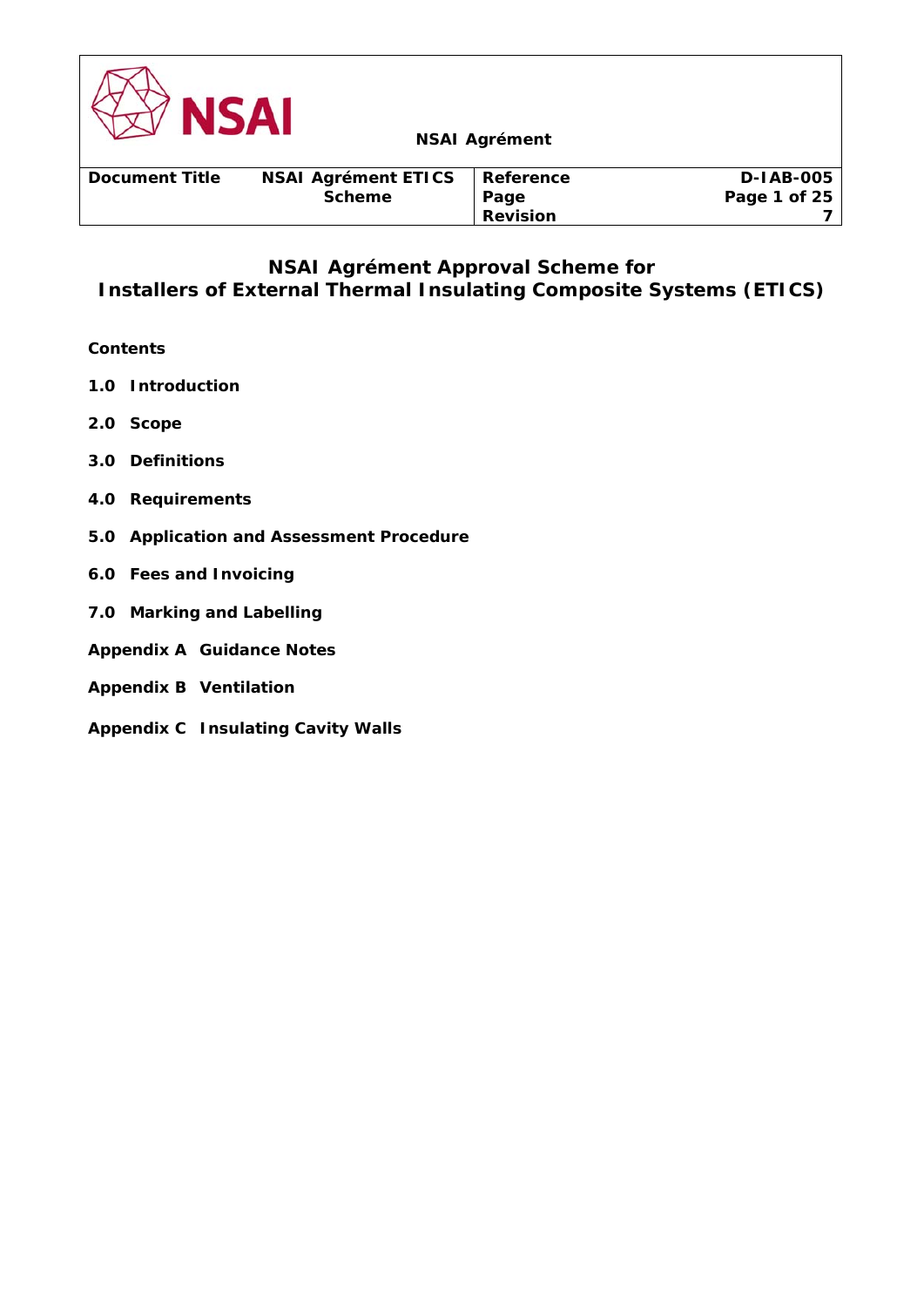# NSAI Agrément Approval Scheme for Installers of External Thermal Insulating Composite Systems (ETICS)

**Contents**

**1.0 Introduction**

**2.0 Scope**

**3.0 Definitions**

**4.0 Requirements**

**5.0 Application and Assessment Procedure**

**6.0 Fees and Invoicing**

**7.0 Marking and Labelling**

**Appendix A Guidance Notes**

**Appendix B Ventilation**

**Appendix C Insulating Cavity Walls**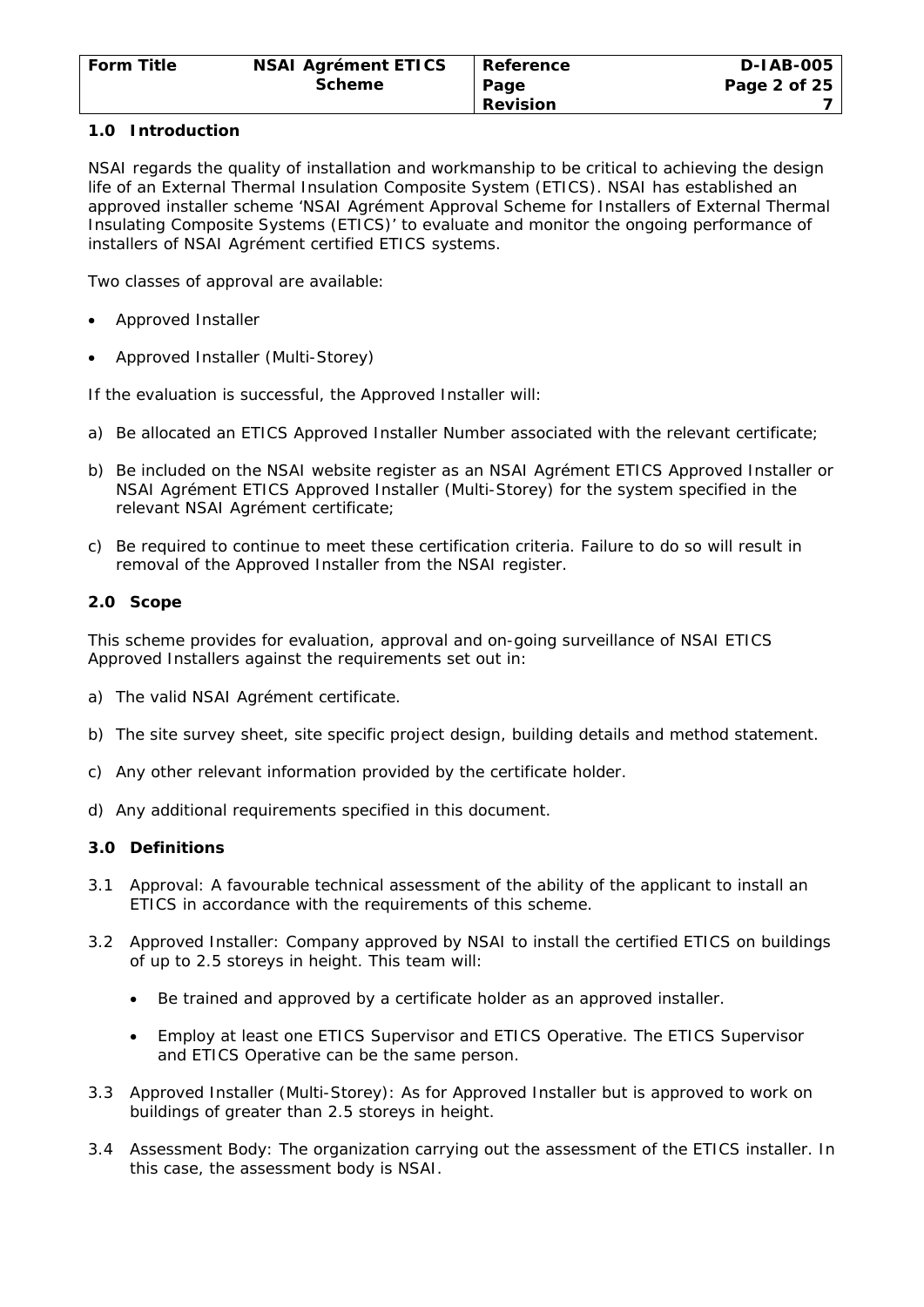## 1.0 Introduction

NSAI regards the quality of installation and workmanship to be critical to achieving the design life of an External Thermal Insulation Composite System (ETICS). NSAI has established an approved installer scheme 'NSAI Agrément Approval Scheme for Installers of External Thermal Insulating Composite Systems (ETICS)' to evaluate and monitor the ongoing performance of installers of NSAI Agrément certified ETICS systems.

Two classes of approval are available:

- Approved Installer
- Approved Installer (Multi-Storey)

If the evaluation is successful, the Approved Installer will:

a) Be allocated an ETICS Approved Installer Number associated with the relevant certificate;

b) Be included on the NSAI website register as an NSAI Agrément ETICS Approved Installer or NSAI Agrément ETICS Approved Installer (Multi-Storey) for the system specified in the relevant NSAI Agrément certificate;

c) Be required to continue to meet these certification criteria. Failure to do so will result in removal of the Approved Installer from the NSAI register.

## 2.0 Scope

This scheme provides for evaluation, approval and on-going surveillance of NSAI ETICS Approved Installers against the requirements set out in:

a) The valid NSAI Agrément certificate.

b) The site survey sheet, site specific project design, building details and method statement.

c) Any other relevant information provided by the certificate holder.

d) Any additional requirements specified in this document.

## 3.0 Definitions

3.1 Approval: A favourable technical assessment of the ability of the applicant to install an ETICS in accordance with the requirements of this scheme.

3.2 Approved Installer: Company approved by NSAI to install the certified ETICS on buildings of up to 2.5 storeys in height. This team will:

- Be trained and approved by a certificate holder as an approved installer.
- Employ at least one ETICS Supervisor and ETICS Operative. The ETICS Supervisor and ETICS Operative can be the same person.

3.3 Approved Installer (Multi-Storey): As for Approved Installer but is approved to work on buildings of greater than 2.5 storeys in height.

3.4 Assessment Body: The organization carrying out the assessment of the ETICS installer. In this case, the assessment body is NSAI.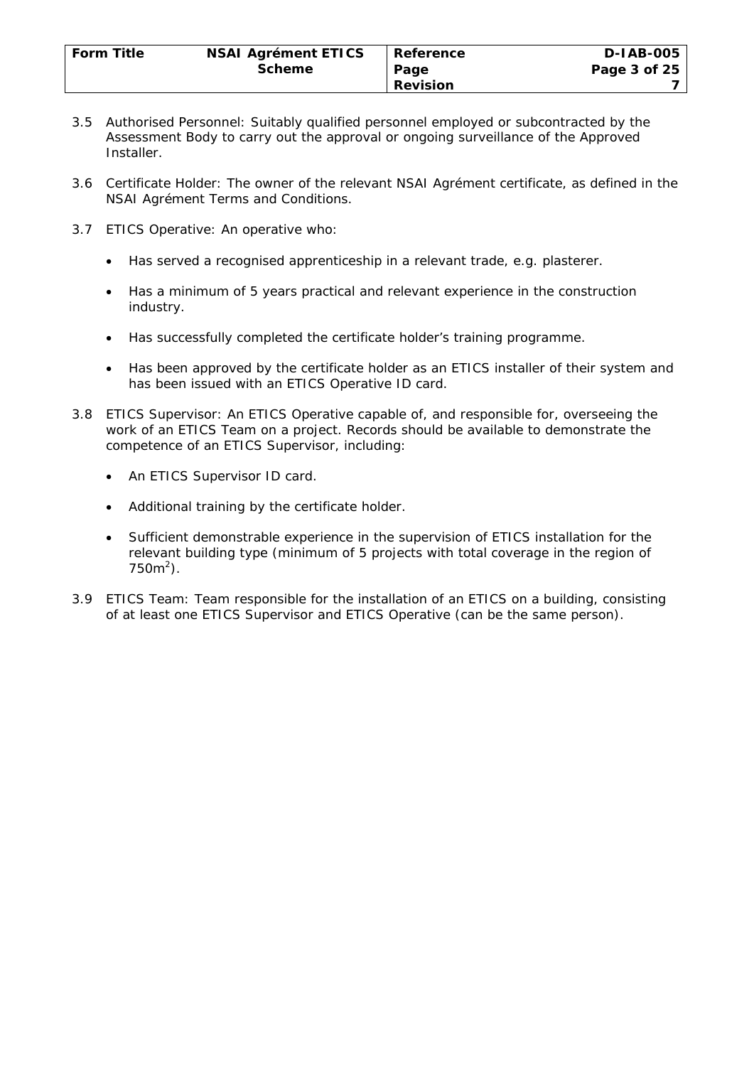3.5 Authorised Personnel: Suitably qualified personnel employed or subcontracted by the Assessment Body to carry out the approval or ongoing surveillance of the Approved Installer.

3.6 Certificate Holder: The owner of the relevant NSAI Agrément certificate, as defined in the NSAI Agrément Terms and Conditions.

3.7 ETICS Operative: An operative who:

- Has served a recognised apprenticeship in a relevant trade, e.g. plasterer.
- Has a minimum of 5 years practical and relevant experience in the construction industry.
- Has successfully completed the certificate holder's training programme.
- Has been approved by the certificate holder as an ETICS installer of their system and has been issued with an ETICS Operative ID card.

3.8 ETICS Supervisor: An ETICS Operative capable of, and responsible for, overseeing the work of an ETICS Team on a project. Records should be available to demonstrate the competence of an ETICS Supervisor, including:

- An ETICS Supervisor ID card.
- Additional training by the certificate holder.
- Sufficient demonstrable experience in the supervision of ETICS installation for the relevant building type (minimum of 5 projects with total coverage in the region of 750m$^2$).

3.9 ETICS Team: Team responsible for the installation of an ETICS on a building, consisting of at least one ETICS Supervisor and ETICS Operative (can be the same person).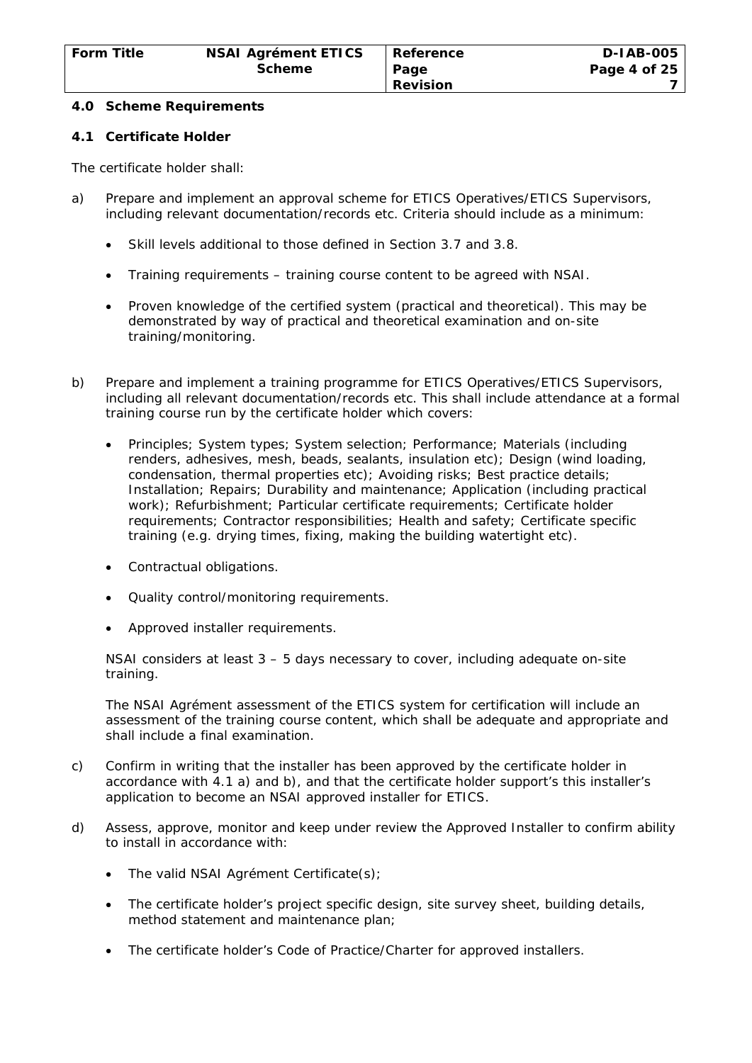## 4.0 Scheme Requirements

### 4.1 Certificate Holder

The certificate holder shall:

a) Prepare and implement an approval scheme for ETICS Operatives/ETICS Supervisors, including relevant documentation/records etc. Criteria should include as a minimum:

- Skill levels additional to those defined in Section 3.7 and 3.8.
- Training requirements – training course content to be agreed with NSAI.
- Proven knowledge of the certified system (practical and theoretical). This may be demonstrated by way of practical and theoretical examination and on-site training/monitoring.

b) Prepare and implement a training programme for ETICS Operatives/ETICS Supervisors, including all relevant documentation/records etc. This shall include attendance at a formal training course run by the certificate holder which covers:

- Principles; System types; System selection; Performance; Materials (including renders, adhesives, mesh, beads, sealants, insulation etc); Design (wind loading, condensation, thermal properties etc); Avoiding risks; Best practice details; Installation; Repairs; Durability and maintenance; Application (including practical work); Refurbishment; Particular certificate requirements; Certificate holder requirements; Contractor responsibilities; Health and safety; Certificate specific training (e.g. drying times, fixing, making the building watertight etc).
- Contractual obligations.
- Quality control/monitoring requirements.
- Approved installer requirements.

NSAI considers at least 3 – 5 days necessary to cover, including adequate on-site training.

The NSAI Agrément assessment of the ETICS system for certification will include an assessment of the training course content, which shall be adequate and appropriate and shall include a final examination.

c) Confirm in writing that the installer has been approved by the certificate holder in accordance with 4.1 a) and b), and that the certificate holder support's this installer's application to become an NSAI approved installer for ETICS.

d) Assess, approve, monitor and keep under review the Approved Installer to confirm ability to install in accordance with:

- The valid NSAI Agrément Certificate(s);
- The certificate holder's project specific design, site survey sheet, building details, method statement and maintenance plan;
- The certificate holder's Code of Practice/Charter for approved installers.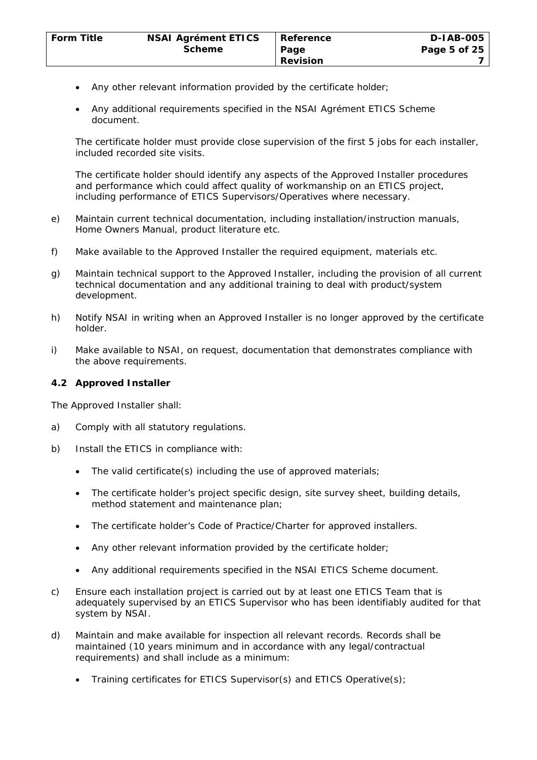- Any other relevant information provided by the certificate holder;
- Any additional requirements specified in the NSAI Agrément ETICS Scheme document.

The certificate holder must provide close supervision of the first 5 jobs for each installer, included recorded site visits.

The certificate holder should identify any aspects of the Approved Installer procedures and performance which could affect quality of workmanship on an ETICS project, including performance of ETICS Supervisors/Operatives where necessary.

e) Maintain current technical documentation, including installation/instruction manuals, Home Owners Manual, product literature etc.

f) Make available to the Approved Installer the required equipment, materials etc.

g) Maintain technical support to the Approved Installer, including the provision of all current technical documentation and any additional training to deal with product/system development.

h) Notify NSAI in writing when an Approved Installer is no longer approved by the certificate holder.

i) Make available to NSAI, on request, documentation that demonstrates compliance with the above requirements.

### 4.2 Approved Installer

The Approved Installer shall:

a) Comply with all statutory regulations.

b) Install the ETICS in compliance with:

- The valid certificate(s) including the use of approved materials;
- The certificate holder's project specific design, site survey sheet, building details, method statement and maintenance plan;
- The certificate holder's Code of Practice/Charter for approved installers.
- Any other relevant information provided by the certificate holder;
- Any additional requirements specified in the NSAI ETICS Scheme document.

c) Ensure each installation project is carried out by at least one ETICS Team that is adequately supervised by an ETICS Supervisor who has been identifiably audited for that system by NSAI.

d) Maintain and make available for inspection all relevant records. Records shall be maintained (10 years minimum and in accordance with any legal/contractual requirements) and shall include as a minimum:

- Training certificates for ETICS Supervisor(s) and ETICS Operative(s);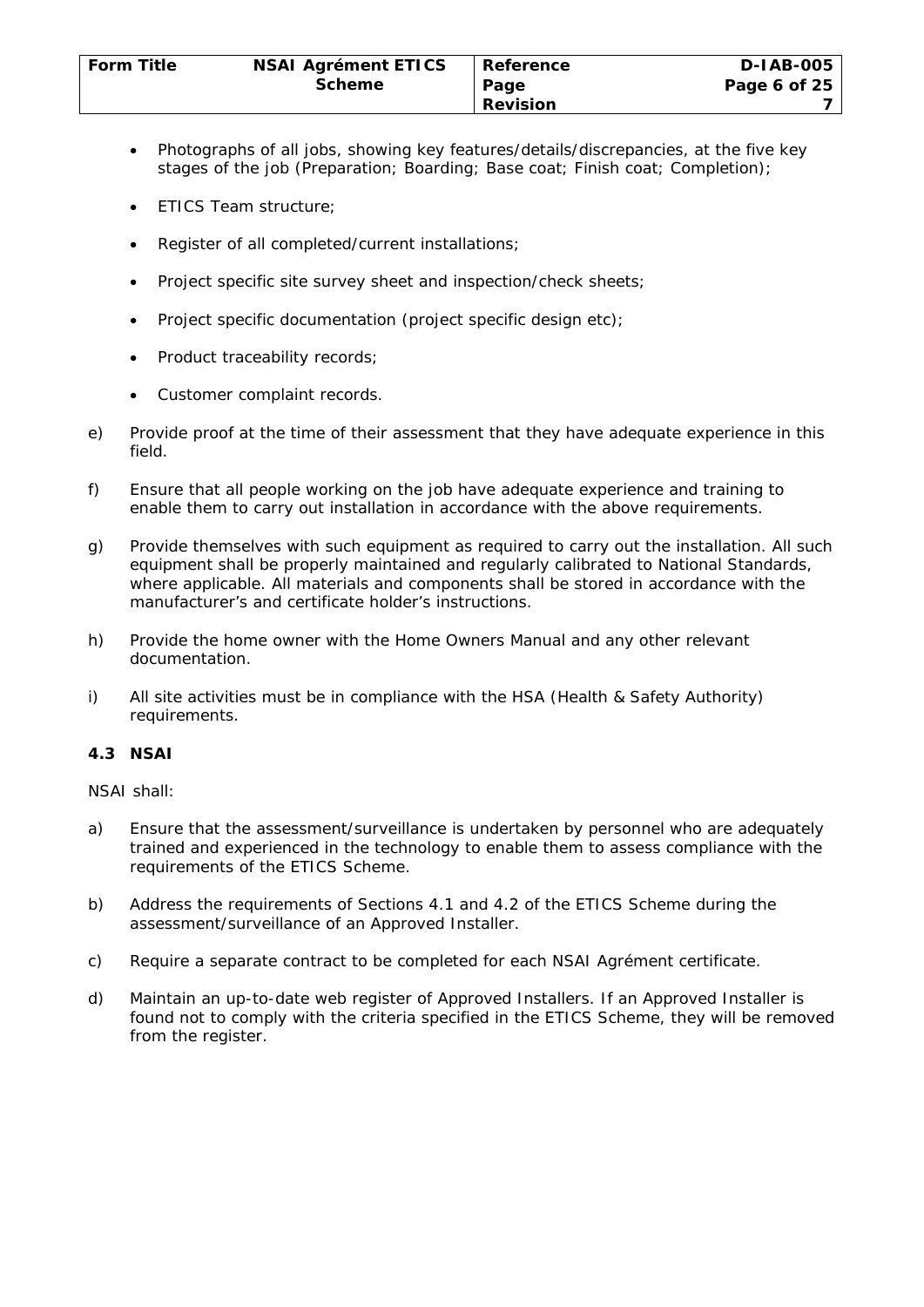- Photographs of all jobs, showing key features/details/discrepancies, at the five key stages of the job (Preparation; Boarding; Base coat; Finish coat; Completion);
- ETICS Team structure;
- Register of all completed/current installations;
- Project specific site survey sheet and inspection/check sheets;
- Project specific documentation (project specific design etc);
- Product traceability records;
- Customer complaint records.

e) Provide proof at the time of their assessment that they have adequate experience in this field.

f) Ensure that all people working on the job have adequate experience and training to enable them to carry out installation in accordance with the above requirements.

g) Provide themselves with such equipment as required to carry out the installation. All such equipment shall be properly maintained and regularly calibrated to National Standards, where applicable. All materials and components shall be stored in accordance with the manufacturer's and certificate holder's instructions.

h) Provide the home owner with the Home Owners Manual and any other relevant documentation.

i) All site activities must be in compliance with the HSA (Health & Safety Authority) requirements.

### 4.3 NSAI

NSAI shall:

a) Ensure that the assessment/surveillance is undertaken by personnel who are adequately trained and experienced in the technology to enable them to assess compliance with the requirements of the ETICS Scheme.

b) Address the requirements of Sections 4.1 and 4.2 of the ETICS Scheme during the assessment/surveillance of an Approved Installer.

c) Require a separate contract to be completed for each NSAI Agrément certificate.

d) Maintain an up-to-date web register of Approved Installers. If an Approved Installer is found not to comply with the criteria specified in the ETICS Scheme, they will be removed from the register.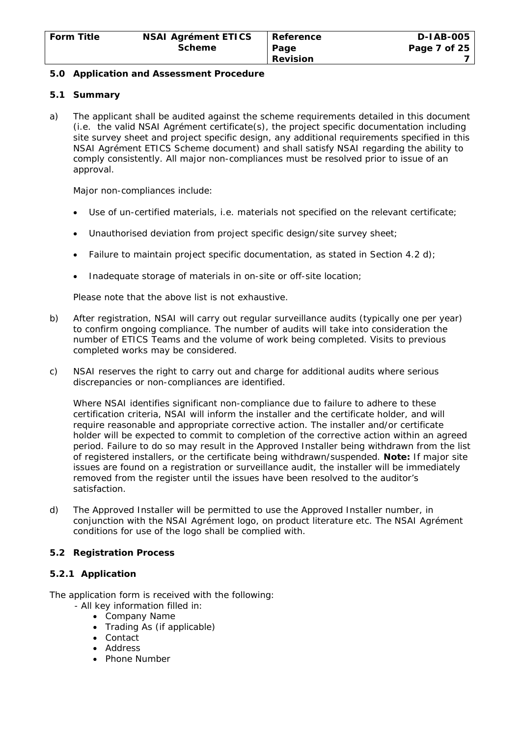## 5.0 Application and Assessment Procedure

### 5.1 Summary

a) The applicant shall be audited against the scheme requirements detailed in this document (i.e. the valid NSAI Agrément certificate(s), the project specific documentation including site survey sheet and project specific design, any additional requirements specified in this NSAI Agrément ETICS Scheme document) and shall satisfy NSAI regarding the ability to comply consistently. All major non-compliances must be resolved prior to issue of an approval.

Major non-compliances include:

- Use of un-certified materials, i.e. materials not specified on the relevant certificate;
- Unauthorised deviation from project specific design/site survey sheet;
- Failure to maintain project specific documentation, as stated in Section 4.2 d);
- Inadequate storage of materials in on-site or off-site location;

Please note that the above list is not exhaustive.

b) After registration, NSAI will carry out regular surveillance audits (typically one per year) to confirm ongoing compliance. The number of audits will take into consideration the number of ETICS Teams and the volume of work being completed. Visits to previous completed works may be considered.

c) NSAI reserves the right to carry out and charge for additional audits where serious discrepancies or non-compliances are identified.

Where NSAI identifies significant non-compliance due to failure to adhere to these certification criteria, NSAI will inform the installer and the certificate holder, and will require reasonable and appropriate corrective action. The installer and/or certificate holder will be expected to commit to completion of the corrective action within an agreed period. Failure to do so may result in the Approved Installer being withdrawn from the list of registered installers, or the certificate being withdrawn/suspended. **Note:** If major site issues are found on a registration or surveillance audit, the installer will be immediately removed from the register until the issues have been resolved to the auditor's satisfaction.

d) The Approved Installer will be permitted to use the Approved Installer number, in conjunction with the NSAI Agrément logo, on product literature etc. The NSAI Agrément conditions for use of the logo shall be complied with.

### 5.2 Registration Process

#### 5.2.1 Application

The application form is received with the following:

- All key information filled in:
  - Company Name
  - Trading As (if applicable)
  - Contact
  - Address
  - Phone Number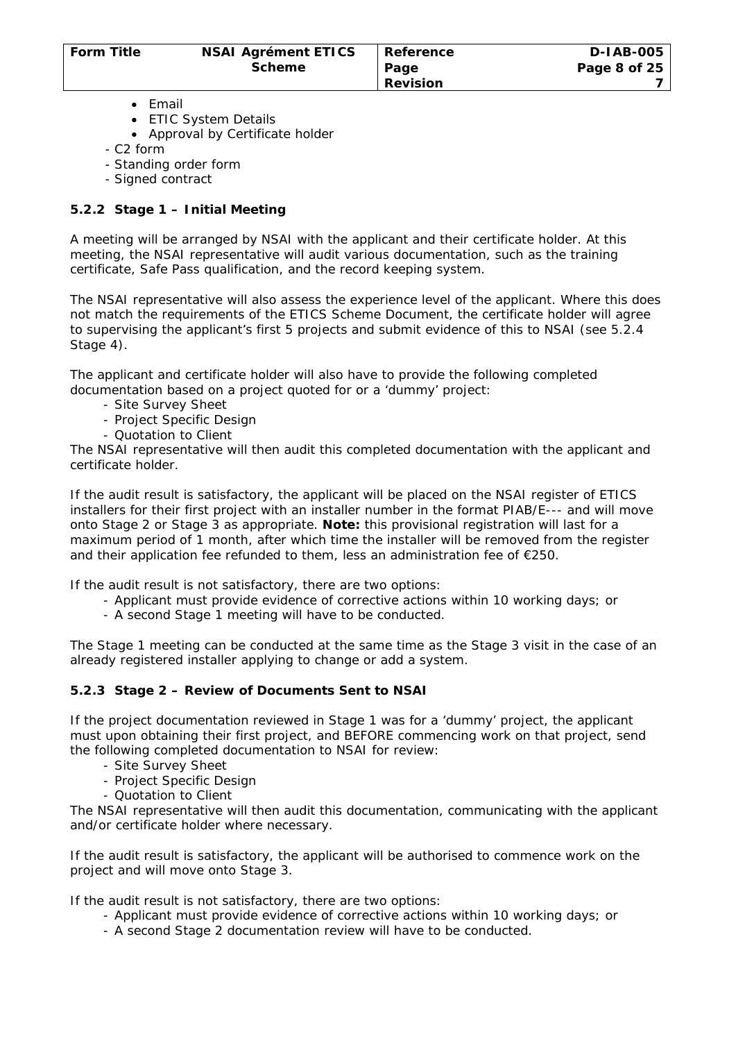- Email
- ETIC System Details
- Approval by Certificate holder

- C2 form
- Standing order form
- Signed contract

### 5.2.2 Stage 1 – Initial Meeting

A meeting will be arranged by NSAI with the applicant and their certificate holder. At this meeting, the NSAI representative will audit various documentation, such as the training certificate, Safe Pass qualification, and the record keeping system.

The NSAI representative will also assess the experience level of the applicant. Where this does not match the requirements of the ETICS Scheme Document, the certificate holder will agree to supervising the applicant's first 5 projects and submit evidence of this to NSAI (see 5.2.4 Stage 4).

The applicant and certificate holder will also have to provide the following completed documentation based on a project quoted for or a 'dummy' project:

- Site Survey Sheet
- Project Specific Design
- Quotation to Client

The NSAI representative will then audit this completed documentation with the applicant and certificate holder.

If the audit result is satisfactory, the applicant will be placed on the NSAI register of ETICS installers for their first project with an installer number in the format PIAB/E--- and will move onto Stage 2 or Stage 3 as appropriate. **Note:** this provisional registration will last for a maximum period of 1 month, after which time the installer will be removed from the register and their application fee refunded to them, less an administration fee of €250.

If the audit result is not satisfactory, there are two options:

- Applicant must provide evidence of corrective actions within 10 working days; or
- A second Stage 1 meeting will have to be conducted.

The Stage 1 meeting can be conducted at the same time as the Stage 3 visit in the case of an already registered installer applying to change or add a system.

### 5.2.3 Stage 2 – Review of Documents Sent to NSAI

If the project documentation reviewed in Stage 1 was for a 'dummy' project, the applicant must upon obtaining their first project, and BEFORE commencing work on that project, send the following completed documentation to NSAI for review:

- Site Survey Sheet
- Project Specific Design
- Quotation to Client

The NSAI representative will then audit this documentation, communicating with the applicant and/or certificate holder where necessary.

If the audit result is satisfactory, the applicant will be authorised to commence work on the project and will move onto Stage 3.

If the audit result is not satisfactory, there are two options:

- Applicant must provide evidence of corrective actions within 10 working days; or
- A second Stage 2 documentation review will have to be conducted.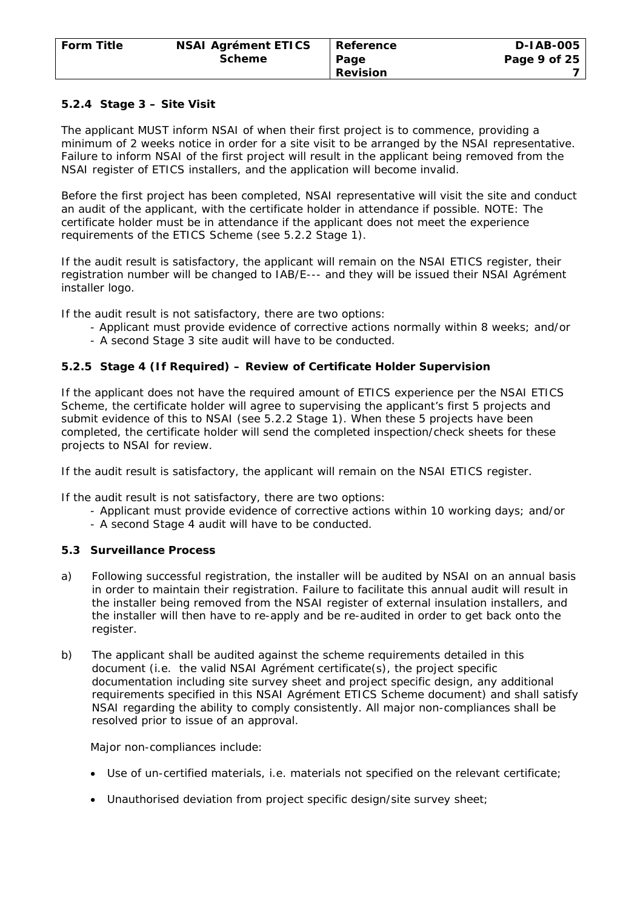#### 5.2.4 Stage 3 – Site Visit

The applicant MUST inform NSAI of when their first project is to commence, providing a minimum of 2 weeks notice in order for a site visit to be arranged by the NSAI representative. Failure to inform NSAI of the first project will result in the applicant being removed from the NSAI register of ETICS installers, and the application will become invalid.

Before the first project has been completed, NSAI representative will visit the site and conduct an audit of the applicant, with the certificate holder in attendance if possible. NOTE: The certificate holder must be in attendance if the applicant does not meet the experience requirements of the ETICS Scheme (see 5.2.2 Stage 1).

If the audit result is satisfactory, the applicant will remain on the NSAI ETICS register, their registration number will be changed to IAB/E--- and they will be issued their NSAI Agrément installer logo.

If the audit result is not satisfactory, there are two options:

- Applicant must provide evidence of corrective actions normally within 8 weeks; and/or
- A second Stage 3 site audit will have to be conducted.

#### 5.2.5 Stage 4 (If Required) – Review of Certificate Holder Supervision

If the applicant does not have the required amount of ETICS experience per the NSAI ETICS Scheme, the certificate holder will agree to supervising the applicant's first 5 projects and submit evidence of this to NSAI (see 5.2.2 Stage 1). When these 5 projects have been completed, the certificate holder will send the completed inspection/check sheets for these projects to NSAI for review.

If the audit result is satisfactory, the applicant will remain on the NSAI ETICS register.

If the audit result is not satisfactory, there are two options:

- Applicant must provide evidence of corrective actions within 10 working days; and/or
- A second Stage 4 audit will have to be conducted.

### 5.3 Surveillance Process

a) Following successful registration, the installer will be audited by NSAI on an annual basis in order to maintain their registration. Failure to facilitate this annual audit will result in the installer being removed from the NSAI register of external insulation installers, and the installer will then have to re-apply and be re-audited in order to get back onto the register.

b) The applicant shall be audited against the scheme requirements detailed in this document (i.e. the valid NSAI Agrément certificate(s), the project specific documentation including site survey sheet and project specific design, any additional requirements specified in this NSAI Agrément ETICS Scheme document) and shall satisfy NSAI regarding the ability to comply consistently. All major non-compliances shall be resolved prior to issue of an approval.

   Major non-compliances include:

   - Use of un-certified materials, i.e. materials not specified on the relevant certificate;
   - Unauthorised deviation from project specific design/site survey sheet;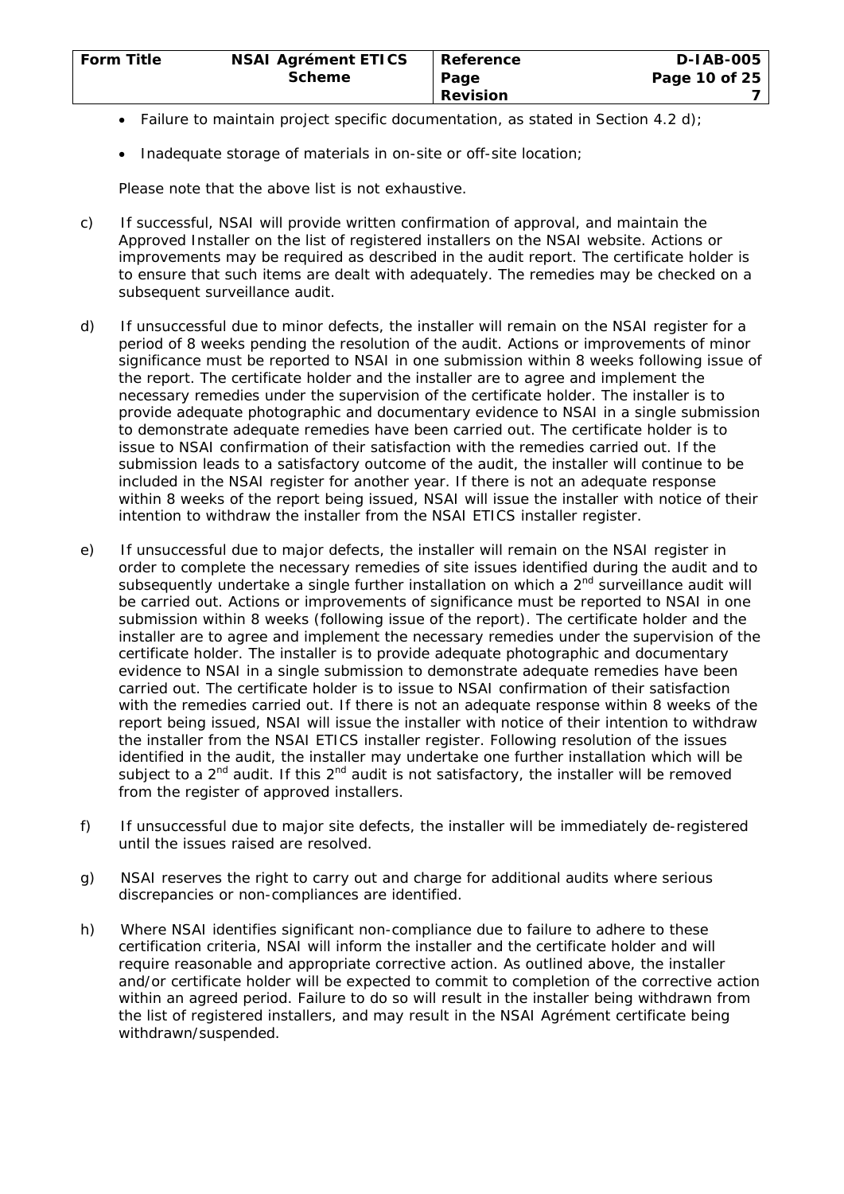- Failure to maintain project specific documentation, as stated in Section 4.2 d);
- Inadequate storage of materials in on-site or off-site location;

Please note that the above list is not exhaustive.

c) If successful, NSAI will provide written confirmation of approval, and maintain the Approved Installer on the list of registered installers on the NSAI website. Actions or improvements may be required as described in the audit report. The certificate holder is to ensure that such items are dealt with adequately. The remedies may be checked on a subsequent surveillance audit.

d) If unsuccessful due to minor defects, the installer will remain on the NSAI register for a period of 8 weeks pending the resolution of the audit. Actions or improvements of minor significance must be reported to NSAI in one submission within 8 weeks following issue of the report. The certificate holder and the installer are to agree and implement the necessary remedies under the supervision of the certificate holder. The installer is to provide adequate photographic and documentary evidence to NSAI in a single submission to demonstrate adequate remedies have been carried out. The certificate holder is to issue to NSAI confirmation of their satisfaction with the remedies carried out. If the submission leads to a satisfactory outcome of the audit, the installer will continue to be included in the NSAI register for another year. If there is not an adequate response within 8 weeks of the report being issued, NSAI will issue the installer with notice of their intention to withdraw the installer from the NSAI ETICS installer register.

e) If unsuccessful due to major defects, the installer will remain on the NSAI register in order to complete the necessary remedies of site issues identified during the audit and to subsequently undertake a single further installation on which a 2nd surveillance audit will be carried out. Actions or improvements of significance must be reported to NSAI in one submission within 8 weeks (following issue of the report). The certificate holder and the installer are to agree and implement the necessary remedies under the supervision of the certificate holder. The installer is to provide adequate photographic and documentary evidence to NSAI in a single submission to demonstrate adequate remedies have been carried out. The certificate holder is to issue to NSAI confirmation of their satisfaction with the remedies carried out. If there is not an adequate response within 8 weeks of the report being issued, NSAI will issue the installer with notice of their intention to withdraw the installer from the NSAI ETICS installer register. Following resolution of the issues identified in the audit, the installer may undertake one further installation which will be subject to a 2nd audit. If this 2nd audit is not satisfactory, the installer will be removed from the register of approved installers.

f) If unsuccessful due to major site defects, the installer will be immediately de-registered until the issues raised are resolved.

g) NSAI reserves the right to carry out and charge for additional audits where serious discrepancies or non-compliances are identified.

h) Where NSAI identifies significant non-compliance due to failure to adhere to these certification criteria, NSAI will inform the installer and the certificate holder and will require reasonable and appropriate corrective action. As outlined above, the installer and/or certificate holder will be expected to commit to completion of the corrective action within an agreed period. Failure to do so will result in the installer being withdrawn from the list of registered installers, and may result in the NSAI Agrément certificate being withdrawn/suspended.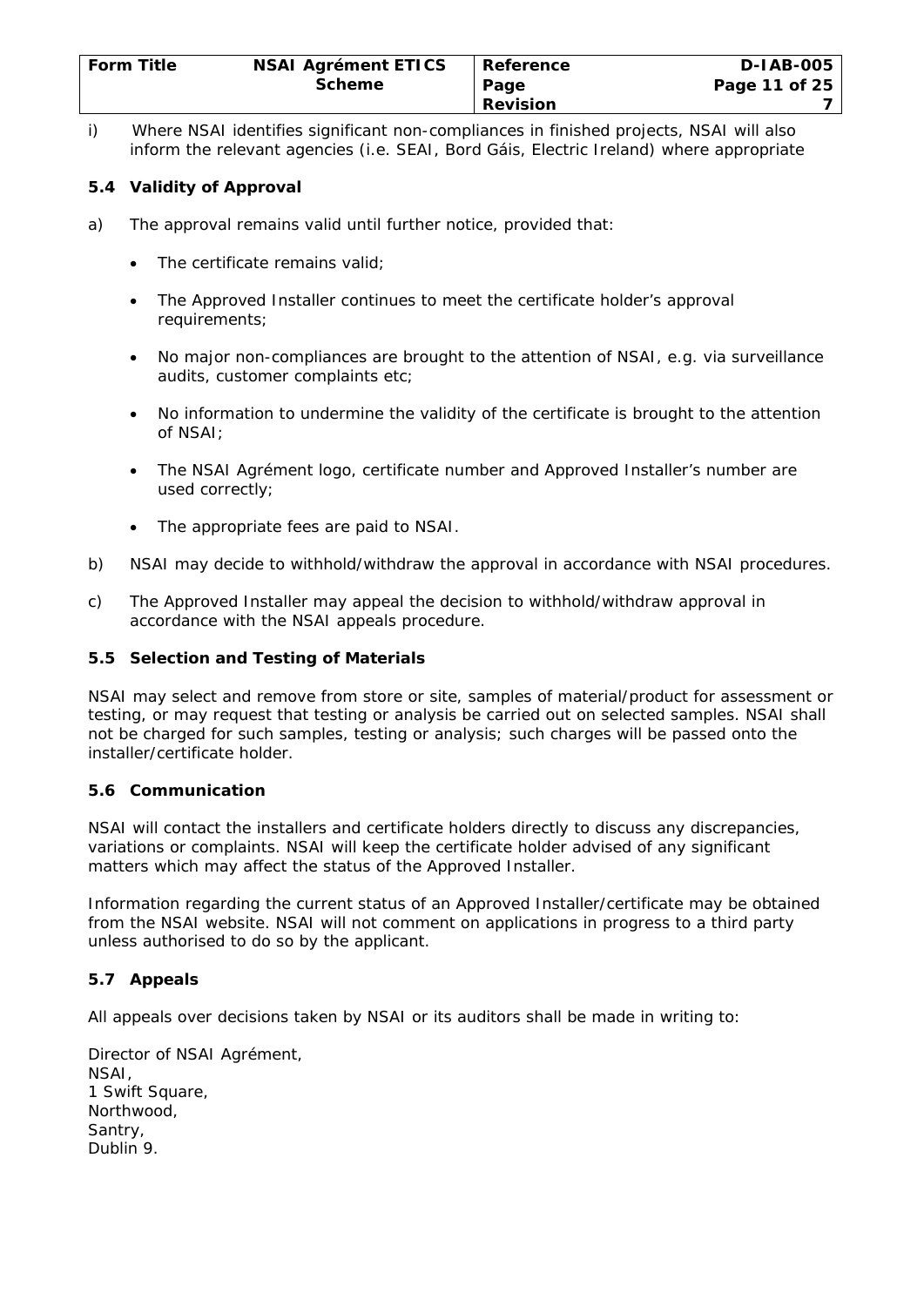i) Where NSAI identifies significant non-compliances in finished projects, NSAI will also inform the relevant agencies (i.e. SEAI, Bord Gáis, Electric Ireland) where appropriate

### 5.4 Validity of Approval

a) The approval remains valid until further notice, provided that:

- The certificate remains valid;
- The Approved Installer continues to meet the certificate holder's approval requirements;
- No major non-compliances are brought to the attention of NSAI, e.g. via surveillance audits, customer complaints etc;
- No information to undermine the validity of the certificate is brought to the attention of NSAI;
- The NSAI Agrément logo, certificate number and Approved Installer's number are used correctly;
- The appropriate fees are paid to NSAI.

b) NSAI may decide to withhold/withdraw the approval in accordance with NSAI procedures.

c) The Approved Installer may appeal the decision to withhold/withdraw approval in accordance with the NSAI appeals procedure.

### 5.5 Selection and Testing of Materials

NSAI may select and remove from store or site, samples of material/product for assessment or testing, or may request that testing or analysis be carried out on selected samples. NSAI shall not be charged for such samples, testing or analysis; such charges will be passed onto the installer/certificate holder.

### 5.6 Communication

NSAI will contact the installers and certificate holders directly to discuss any discrepancies, variations or complaints. NSAI will keep the certificate holder advised of any significant matters which may affect the status of the Approved Installer.

Information regarding the current status of an Approved Installer/certificate may be obtained from the NSAI website. NSAI will not comment on applications in progress to a third party unless authorised to do so by the applicant.

### 5.7 Appeals

All appeals over decisions taken by NSAI or its auditors shall be made in writing to:

Director of NSAI Agrément,  
NSAI,  
1 Swift Square,  
Northwood,  
Santry,  
Dublin 9.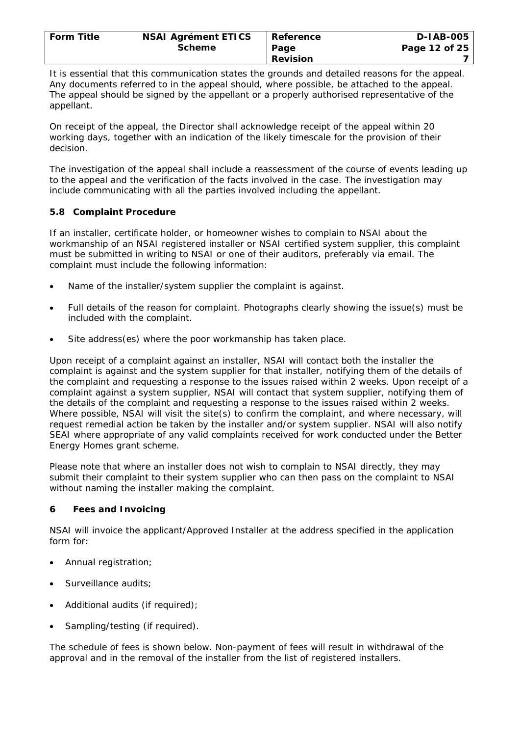It is essential that this communication states the grounds and detailed reasons for the appeal. Any documents referred to in the appeal should, where possible, be attached to the appeal. The appeal should be signed by the appellant or a properly authorised representative of the appellant.

On receipt of the appeal, the Director shall acknowledge receipt of the appeal within 20 working days, together with an indication of the likely timescale for the provision of their decision.

The investigation of the appeal shall include a reassessment of the course of events leading up to the appeal and the verification of the facts involved in the case. The investigation may include communicating with all the parties involved including the appellant.

### 5.8 Complaint Procedure

If an installer, certificate holder, or homeowner wishes to complain to NSAI about the workmanship of an NSAI registered installer or NSAI certified system supplier, this complaint must be submitted in writing to NSAI or one of their auditors, preferably via email. The complaint must include the following information:

- Name of the installer/system supplier the complaint is against.
- Full details of the reason for complaint. Photographs clearly showing the issue(s) must be included with the complaint.
- Site address(es) where the poor workmanship has taken place.

Upon receipt of a complaint against an installer, NSAI will contact both the installer the complaint is against and the system supplier for that installer, notifying them of the details of the complaint and requesting a response to the issues raised within 2 weeks. Upon receipt of a complaint against a system supplier, NSAI will contact that system supplier, notifying them of the details of the complaint and requesting a response to the issues raised within 2 weeks. Where possible, NSAI will visit the site(s) to confirm the complaint, and where necessary, will request remedial action be taken by the installer and/or system supplier. NSAI will also notify SEAI where appropriate of any valid complaints received for work conducted under the Better Energy Homes grant scheme.

Please note that where an installer does not wish to complain to NSAI directly, they may submit their complaint to their system supplier who can then pass on the complaint to NSAI without naming the installer making the complaint.

## 6 Fees and Invoicing

NSAI will invoice the applicant/Approved Installer at the address specified in the application form for:

- Annual registration;
- Surveillance audits;
- Additional audits (if required);
- Sampling/testing (if required).

The schedule of fees is shown below. Non-payment of fees will result in withdrawal of the approval and in the removal of the installer from the list of registered installers.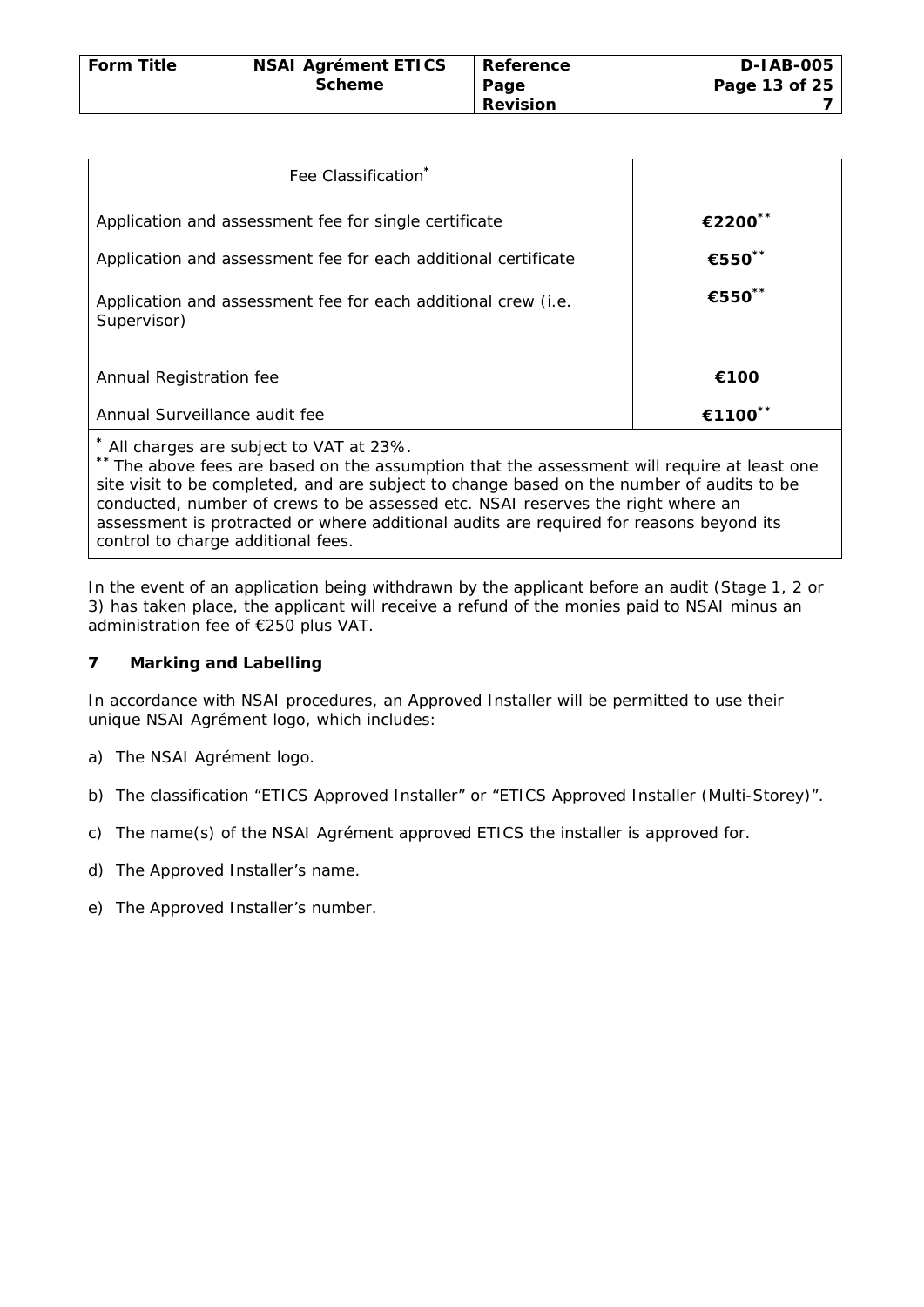| Fee Classification* | |
|---|---|
| Application and assessment fee for single certificate | **€2200****** |
| Application and assessment fee for each additional certificate | **€550****** |
| Application and assessment fee for each additional crew (i.e. Supervisor) | **€550****** |
| Annual Registration fee | **€100** |
| Annual Surveillance audit fee | **€1100****** |

* All charges are subject to VAT at 23%.
** The above fees are based on the assumption that the assessment will require at least one site visit to be completed, and are subject to change based on the number of audits to be conducted, number of crews to be assessed etc. NSAI reserves the right where an assessment is protracted or where additional audits are required for reasons beyond its control to charge additional fees.

In the event of an application being withdrawn by the applicant before an audit (Stage 1, 2 or 3) has taken place, the applicant will receive a refund of the monies paid to NSAI minus an administration fee of €250 plus VAT.

## 7 Marking and Labelling

In accordance with NSAI procedures, an Approved Installer will be permitted to use their unique NSAI Agrément logo, which includes:

a) The NSAI Agrément logo.

b) The classification "ETICS Approved Installer" or "ETICS Approved Installer (Multi-Storey)".

c) The name(s) of the NSAI Agrément approved ETICS the installer is approved for.

d) The Approved Installer's name.

e) The Approved Installer's number.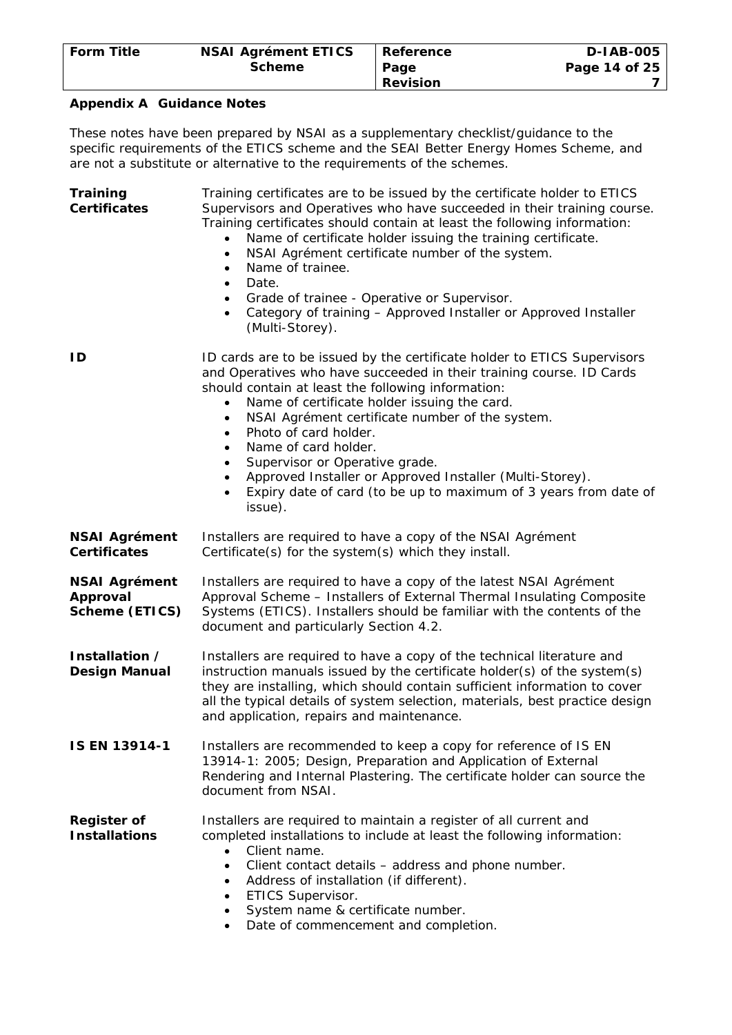## Appendix A Guidance Notes

These notes have been prepared by NSAI as a supplementary checklist/guidance to the specific requirements of the ETICS scheme and the SEAI Better Energy Homes Scheme, and are not a substitute or alternative to the requirements of the schemes.

**Training Certificates**

Training certificates are to be issued by the certificate holder to ETICS Supervisors and Operatives who have succeeded in their training course. Training certificates should contain at least the following information:

- Name of certificate holder issuing the training certificate.
- NSAI Agrément certificate number of the system.
- Name of trainee.
- Date.
- Grade of trainee - Operative or Supervisor.
- Category of training – Approved Installer or Approved Installer (Multi-Storey).

**ID**

ID cards are to be issued by the certificate holder to ETICS Supervisors and Operatives who have succeeded in their training course. ID Cards should contain at least the following information:

- Name of certificate holder issuing the card.
- NSAI Agrément certificate number of the system.
- Photo of card holder.
- Name of card holder.
- Supervisor or Operative grade.
- Approved Installer or Approved Installer (Multi-Storey).
- Expiry date of card (to be up to maximum of 3 years from date of issue).

**NSAI Agrément Certificates**

Installers are required to have a copy of the NSAI Agrément Certificate(s) for the system(s) which they install.

**NSAI Agrément Approval Scheme (ETICS)**

Installers are required to have a copy of the latest NSAI Agrément Approval Scheme – Installers of External Thermal Insulating Composite Systems (ETICS). Installers should be familiar with the contents of the document and particularly Section 4.2.

**Installation / Design Manual**

Installers are required to have a copy of the technical literature and instruction manuals issued by the certificate holder(s) of the system(s) they are installing, which should contain sufficient information to cover all the typical details of system selection, materials, best practice design and application, repairs and maintenance.

**IS EN 13914-1**

Installers are recommended to keep a copy for reference of IS EN 13914-1: 2005; Design, Preparation and Application of External Rendering and Internal Plastering. The certificate holder can source the document from NSAI.

**Register of Installations**

Installers are required to maintain a register of all current and completed installations to include at least the following information:

- Client name.
- Client contact details – address and phone number.
- Address of installation (if different).
- ETICS Supervisor.
- System name & certificate number.
- Date of commencement and completion.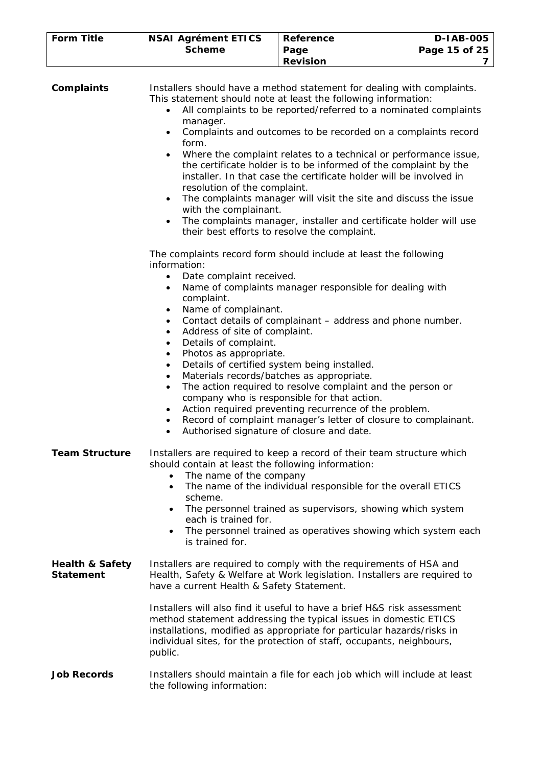**Complaints**

Installers should have a method statement for dealing with complaints. This statement should note at least the following information:

- All complaints to be reported/referred to a nominated complaints manager.
- Complaints and outcomes to be recorded on a complaints record form.
- Where the complaint relates to a technical or performance issue, the certificate holder is to be informed of the complaint by the installer. In that case the certificate holder will be involved in resolution of the complaint.
- The complaints manager will visit the site and discuss the issue with the complainant.
- The complaints manager, installer and certificate holder will use their best efforts to resolve the complaint.

The complaints record form should include at least the following information:

- Date complaint received.
- Name of complaints manager responsible for dealing with complaint.
- Name of complainant.
- Contact details of complainant – address and phone number.
- Address of site of complaint.
- Details of complaint.
- Photos as appropriate.
- Details of certified system being installed.
- Materials records/batches as appropriate.
- The action required to resolve complaint and the person or company who is responsible for that action.
- Action required preventing recurrence of the problem.
- Record of complaint manager's letter of closure to complainant.
- Authorised signature of closure and date.

**Team Structure**

Installers are required to keep a record of their team structure which should contain at least the following information:

- The name of the company
- The name of the individual responsible for the overall ETICS scheme.
- The personnel trained as supervisors, showing which system each is trained for.
- The personnel trained as operatives showing which system each is trained for.

**Health & Safety Statement**

Installers are required to comply with the requirements of HSA and Health, Safety & Welfare at Work legislation. Installers are required to have a current Health & Safety Statement.

Installers will also find it useful to have a brief H&S risk assessment method statement addressing the typical issues in domestic ETICS installations, modified as appropriate for particular hazards/risks in individual sites, for the protection of staff, occupants, neighbours, public.

**Job Records**

Installers should maintain a file for each job which will include at least the following information: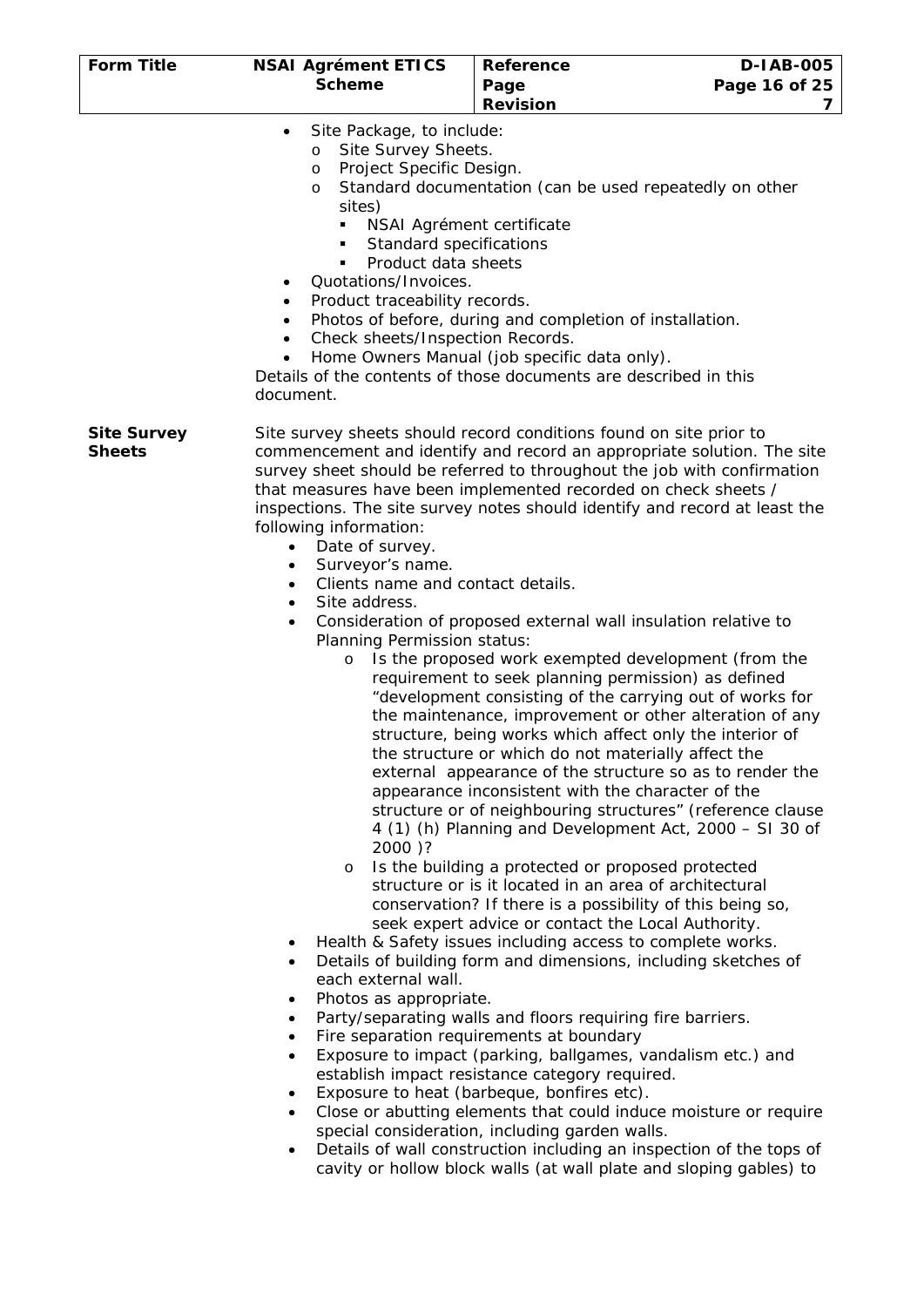- Site Package, to include:
  - Site Survey Sheets.
  - Project Specific Design.
  - Standard documentation (can be used repeatedly on other sites)
    - NSAI Agrément certificate
    - Standard specifications
    - Product data sheets
- Quotations/Invoices.
- Product traceability records.
- Photos of before, during and completion of installation.
- Check sheets/Inspection Records.
- Home Owners Manual (job specific data only).

Details of the contents of those documents are described in this document.

**Site Survey Sheets**

Site survey sheets should record conditions found on site prior to commencement and identify and record an appropriate solution. The site survey sheet should be referred to throughout the job with confirmation that measures have been implemented recorded on check sheets / inspections. The site survey notes should identify and record at least the following information:

- Date of survey.
- Surveyor's name.
- Clients name and contact details.
- Site address.
- Consideration of proposed external wall insulation relative to Planning Permission status:
  - Is the proposed work exempted development (from the requirement to seek planning permission) as defined "development consisting of the carrying out of works for the maintenance, improvement or other alteration of any structure, being works which affect only the interior of the structure or which do not materially affect the external appearance of the structure so as to render the appearance inconsistent with the character of the structure or of neighbouring structures" (reference clause 4 (1) (h) Planning and Development Act, 2000 – SI 30 of 2000 )?
  - Is the building a protected or proposed protected structure or is it located in an area of architectural conservation? If there is a possibility of this being so, seek expert advice or contact the Local Authority.
- Health & Safety issues including access to complete works.
- Details of building form and dimensions, including sketches of each external wall.
- Photos as appropriate.
- Party/separating walls and floors requiring fire barriers.
- Fire separation requirements at boundary
- Exposure to impact (parking, ballgames, vandalism etc.) and establish impact resistance category required.
- Exposure to heat (barbeque, bonfires etc).
- Close or abutting elements that could induce moisture or require special consideration, including garden walls.
- Details of wall construction including an inspection of the tops of cavity or hollow block walls (at wall plate and sloping gables) to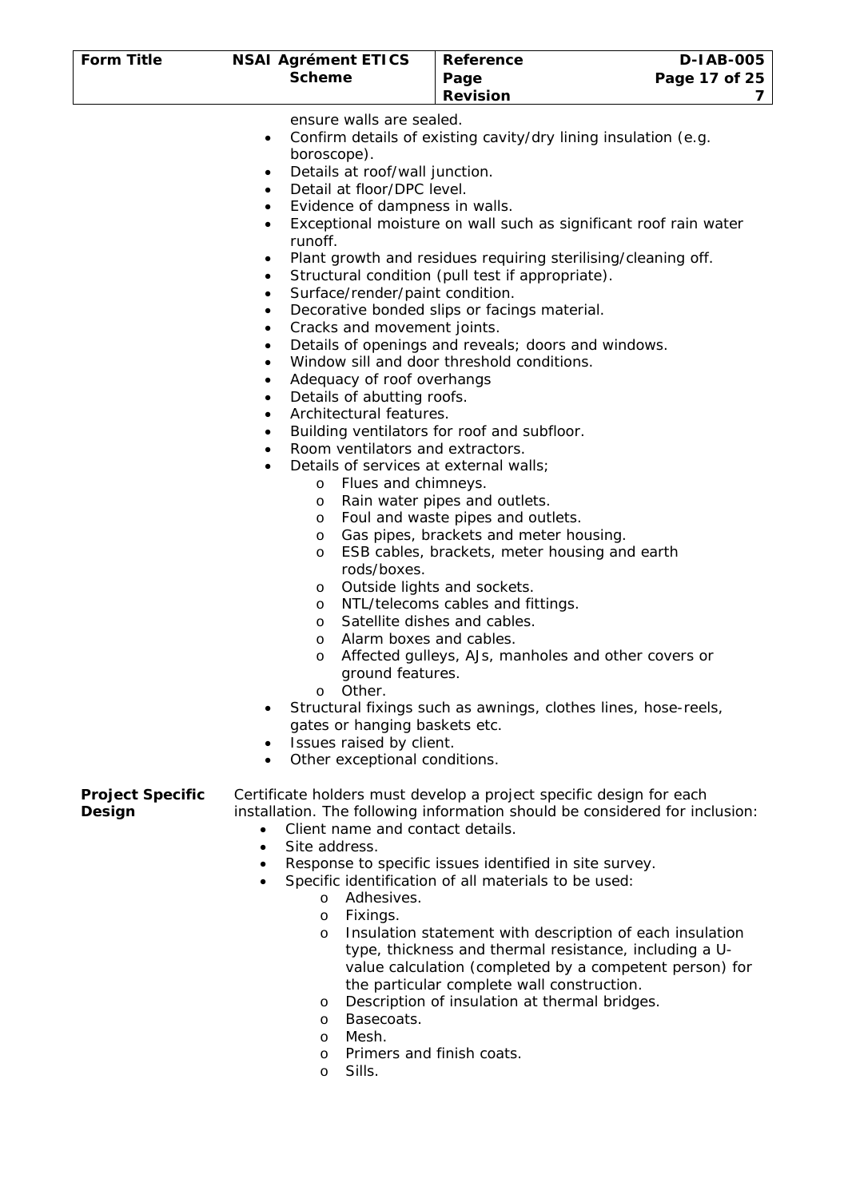ensure walls are sealed.

- Confirm details of existing cavity/dry lining insulation (e.g. boroscope).
- Details at roof/wall junction.
- Detail at floor/DPC level.
- Evidence of dampness in walls.
- Exceptional moisture on wall such as significant roof rain water runoff.
- Plant growth and residues requiring sterilising/cleaning off.
- Structural condition (pull test if appropriate).
- Surface/render/paint condition.
- Decorative bonded slips or facings material.
- Cracks and movement joints.
- Details of openings and reveals; doors and windows.
- Window sill and door threshold conditions.
- Adequacy of roof overhangs
- Details of abutting roofs.
- Architectural features.
- Building ventilators for roof and subfloor.
- Room ventilators and extractors.
- Details of services at external walls;
  - Flues and chimneys.
  - Rain water pipes and outlets.
  - Foul and waste pipes and outlets.
  - Gas pipes, brackets and meter housing.
  - ESB cables, brackets, meter housing and earth rods/boxes.
  - Outside lights and sockets.
  - NTL/telecoms cables and fittings.
  - Satellite dishes and cables.
  - Alarm boxes and cables.
  - Affected gulleys, AJs, manholes and other covers or ground features.
  - Other.
- Structural fixings such as awnings, clothes lines, hose-reels, gates or hanging baskets etc.
- Issues raised by client.
- Other exceptional conditions.

**Project Specific Design**

Certificate holders must develop a project specific design for each installation. The following information should be considered for inclusion:

- Client name and contact details.
- Site address.
- Response to specific issues identified in site survey.
- Specific identification of all materials to be used:
  - Adhesives.
  - Fixings.
  - Insulation statement with description of each insulation type, thickness and thermal resistance, including a U-value calculation (completed by a competent person) for the particular complete wall construction.
  - Description of insulation at thermal bridges.
  - Basecoats.
  - Mesh.
  - Primers and finish coats.
  - Sills.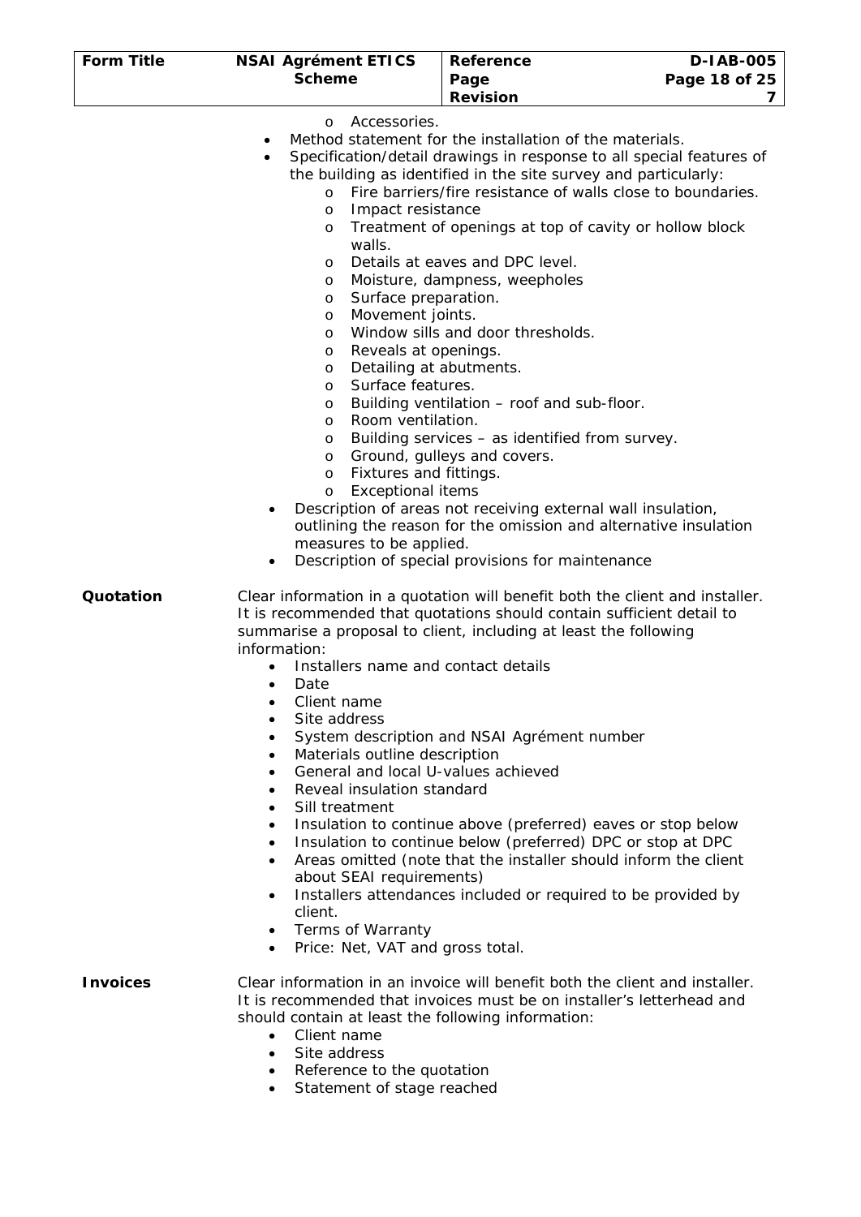- Accessories.
- Method statement for the installation of the materials.
- Specification/detail drawings in response to all special features of the building as identified in the site survey and particularly:
    - Fire barriers/fire resistance of walls close to boundaries.
    - Impact resistance
    - Treatment of openings at top of cavity or hollow block walls.
    - Details at eaves and DPC level.
    - Moisture, dampness, weepholes
    - Surface preparation.
    - Movement joints.
    - Window sills and door thresholds.
    - Reveals at openings.
    - Detailing at abutments.
    - Surface features.
    - Building ventilation – roof and sub-floor.
    - Room ventilation.
    - Building services – as identified from survey.
    - Ground, gulleys and covers.
    - Fixtures and fittings.
    - Exceptional items
- Description of areas not receiving external wall insulation, outlining the reason for the omission and alternative insulation measures to be applied.
- Description of special provisions for maintenance

**Quotation**

Clear information in a quotation will benefit both the client and installer. It is recommended that quotations should contain sufficient detail to summarise a proposal to client, including at least the following information:

- Installers name and contact details
- Date
- Client name
- Site address
- System description and NSAI Agrément number
- Materials outline description
- General and local U-values achieved
- Reveal insulation standard
- Sill treatment
- Insulation to continue above (preferred) eaves or stop below
- Insulation to continue below (preferred) DPC or stop at DPC
- Areas omitted (note that the installer should inform the client about SEAI requirements)
- Installers attendances included or required to be provided by client.
- Terms of Warranty
- Price: Net, VAT and gross total.

**Invoices**

Clear information in an invoice will benefit both the client and installer. It is recommended that invoices must be on installer's letterhead and should contain at least the following information:

- Client name
- Site address
- Reference to the quotation
- Statement of stage reached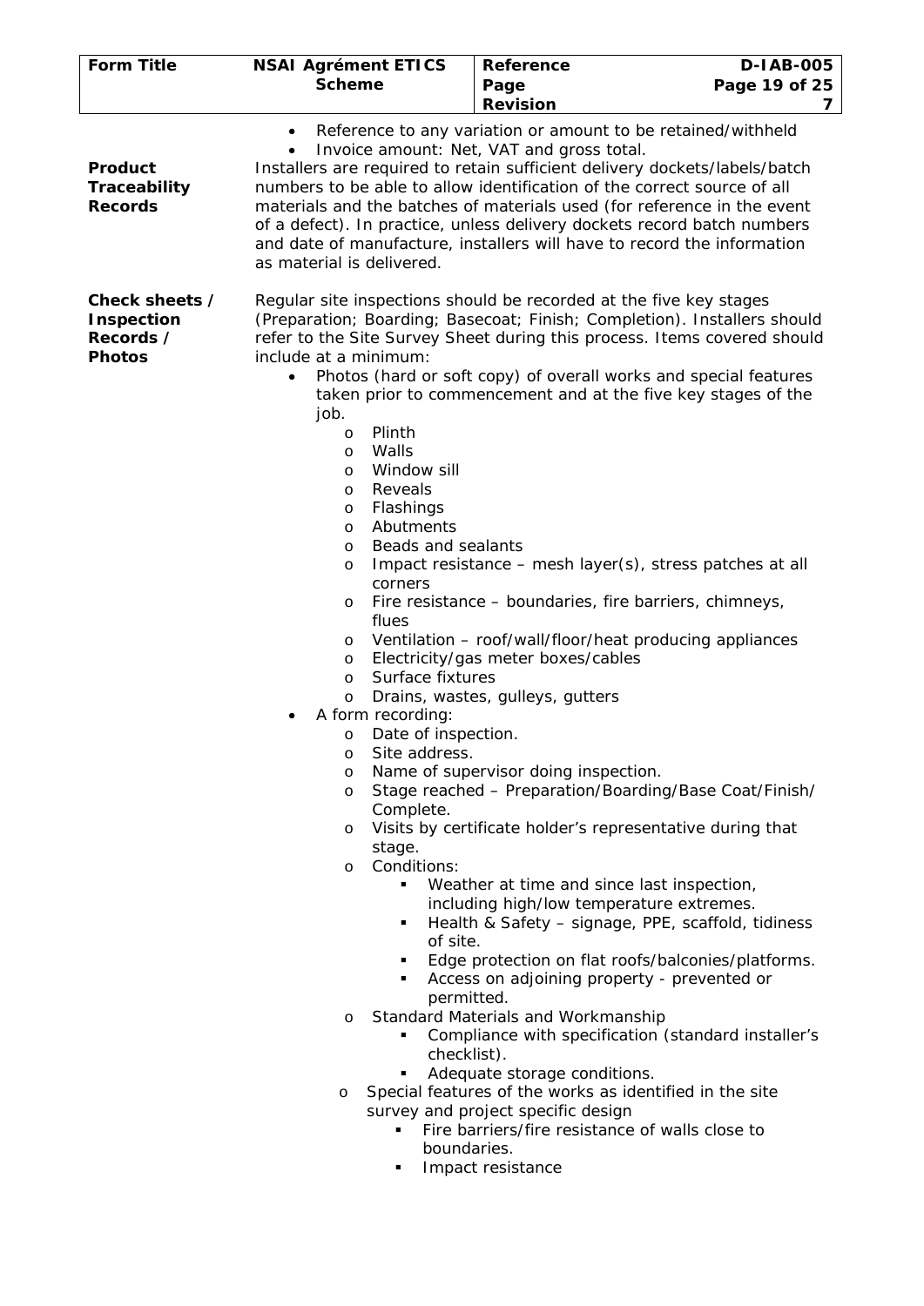- Reference to any variation or amount to be retained/withheld
- Invoice amount: Net, VAT and gross total.

**Product Traceability Records**

Installers are required to retain sufficient delivery dockets/labels/batch numbers to be able to allow identification of the correct source of all materials and the batches of materials used (for reference in the event of a defect). In practice, unless delivery dockets record batch numbers and date of manufacture, installers will have to record the information as material is delivered.

**Check sheets / Inspection Records / Photos**

Regular site inspections should be recorded at the five key stages (Preparation; Boarding; Basecoat; Finish; Completion). Installers should refer to the Site Survey Sheet during this process. Items covered should include at a minimum:

- Photos (hard or soft copy) of overall works and special features taken prior to commencement and at the five key stages of the job.
  - Plinth
  - Walls
  - Window sill
  - Reveals
  - Flashings
  - Abutments
  - Beads and sealants
  - Impact resistance – mesh layer(s), stress patches at all corners
  - Fire resistance – boundaries, fire barriers, chimneys, flues
  - Ventilation – roof/wall/floor/heat producing appliances
  - Electricity/gas meter boxes/cables
  - Surface fixtures
  - Drains, wastes, gulleys, gutters
- A form recording:
  - Date of inspection.
  - Site address.
  - Name of supervisor doing inspection.
  - Stage reached – Preparation/Boarding/Base Coat/Finish/ Complete.
  - Visits by certificate holder's representative during that stage.
  - Conditions:
    - Weather at time and since last inspection, including high/low temperature extremes.
    - Health & Safety – signage, PPE, scaffold, tidiness of site.
    - Edge protection on flat roofs/balconies/platforms.
    - Access on adjoining property - prevented or permitted.
  - Standard Materials and Workmanship
    - Compliance with specification (standard installer's checklist).
    - Adequate storage conditions.
  - Special features of the works as identified in the site survey and project specific design
    - Fire barriers/fire resistance of walls close to boundaries.
    - Impact resistance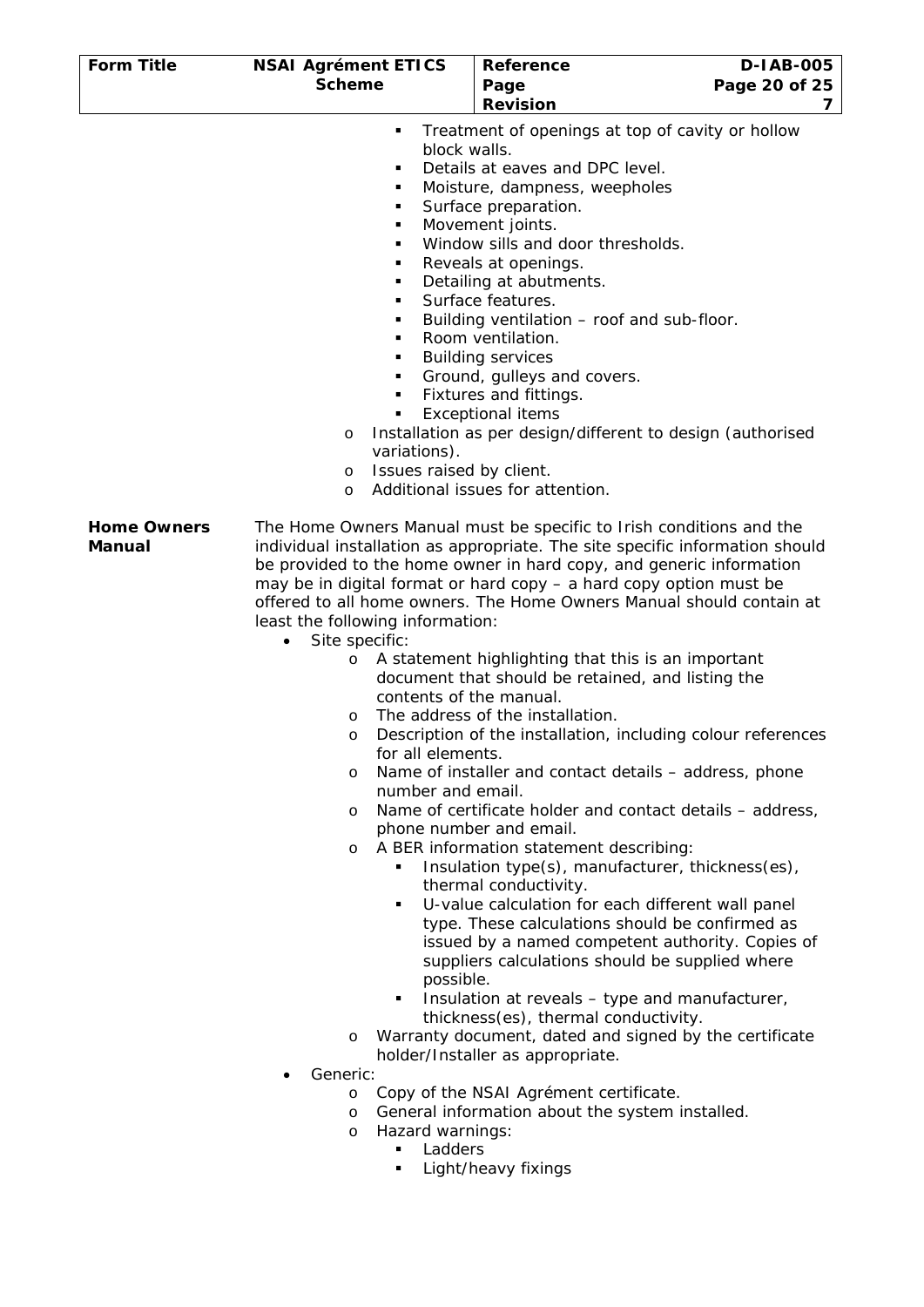- Treatment of openings at top of cavity or hollow block walls.
        - Details at eaves and DPC level.
        - Moisture, dampness, weepholes
        - Surface preparation.
        - Movement joints.
        - Window sills and door thresholds.
        - Reveals at openings.
        - Detailing at abutments.
        - Surface features.
        - Building ventilation – roof and sub-floor.
        - Room ventilation.
        - Building services
        - Ground, gulleys and covers.
        - Fixtures and fittings.
        - Exceptional items
    - Installation as per design/different to design (authorised variations).
    - Issues raised by client.
    - Additional issues for attention.

**Home Owners Manual**

The Home Owners Manual must be specific to Irish conditions and the individual installation as appropriate. The site specific information should be provided to the home owner in hard copy, and generic information may be in digital format or hard copy – a hard copy option must be offered to all home owners. The Home Owners Manual should contain at least the following information:

- Site specific:
    - A statement highlighting that this is an important document that should be retained, and listing the contents of the manual.
    - The address of the installation.
    - Description of the installation, including colour references for all elements.
    - Name of installer and contact details – address, phone number and email.
    - Name of certificate holder and contact details – address, phone number and email.
    - A BER information statement describing:
        - Insulation type(s), manufacturer, thickness(es), thermal conductivity.
        - U-value calculation for each different wall panel type. These calculations should be confirmed as issued by a named competent authority. Copies of suppliers calculations should be supplied where possible.
        - Insulation at reveals – type and manufacturer, thickness(es), thermal conductivity.
    - Warranty document, dated and signed by the certificate holder/Installer as appropriate.
- Generic:
    - Copy of the NSAI Agrément certificate.
    - General information about the system installed.
    - Hazard warnings:
        - Ladders
        - Light/heavy fixings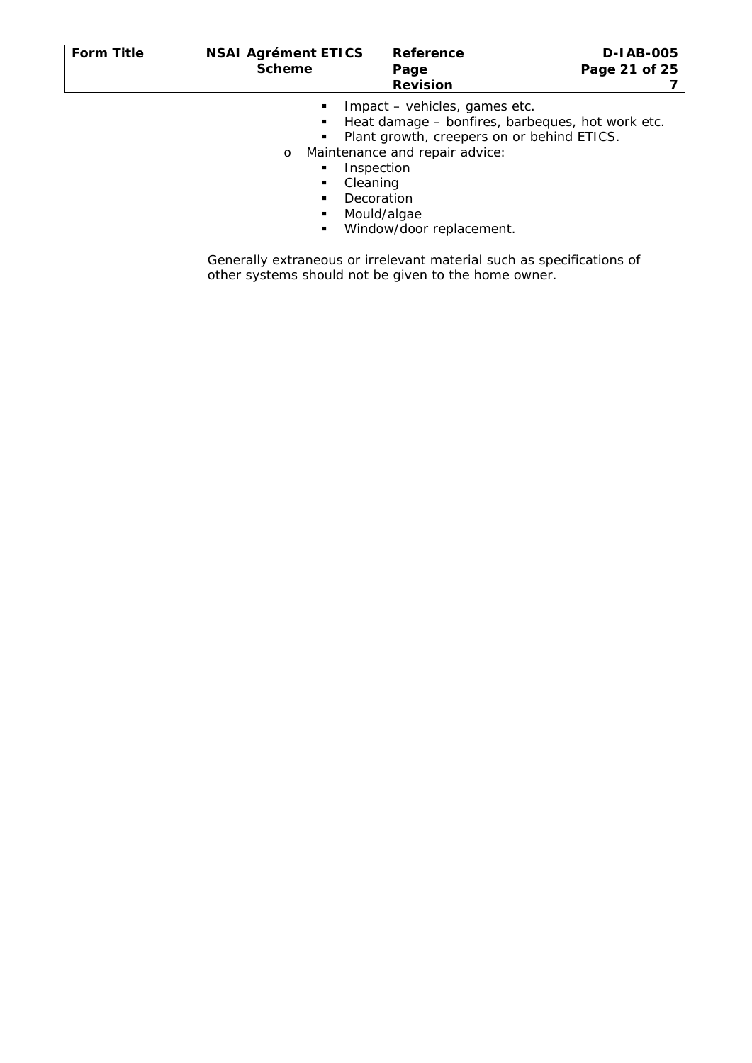- Impact – vehicles, games etc.
    - Heat damage – bonfires, barbeques, hot work etc.
    - Plant growth, creepers on or behind ETICS.
  - Maintenance and repair advice:
    - Inspection
    - Cleaning
    - Decoration
    - Mould/algae
    - Window/door replacement.

Generally extraneous or irrelevant material such as specifications of other systems should not be given to the home owner.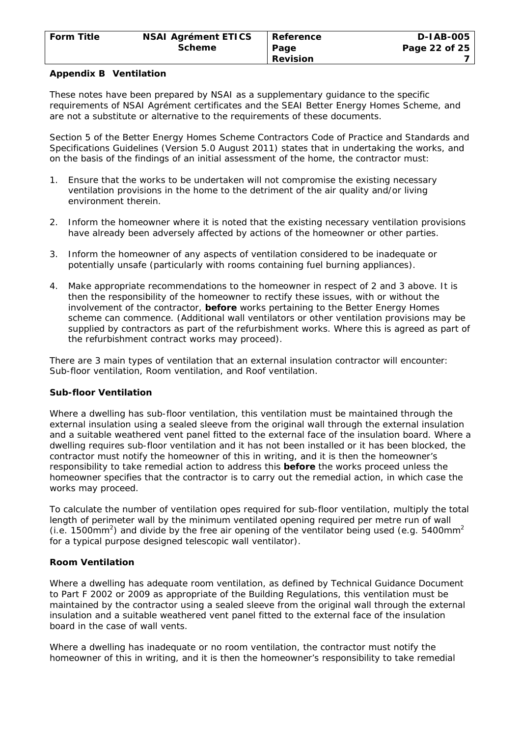## Appendix B Ventilation

These notes have been prepared by NSAI as a supplementary guidance to the specific requirements of NSAI Agrément certificates and the SEAI Better Energy Homes Scheme, and are not a substitute or alternative to the requirements of these documents.

Section 5 of the Better Energy Homes Scheme Contractors Code of Practice and Standards and Specifications Guidelines (Version 5.0 August 2011) states that in undertaking the works, and on the basis of the findings of an initial assessment of the home, the contractor must:

1. Ensure that the works to be undertaken will not compromise the existing necessary ventilation provisions in the home to the detriment of the air quality and/or living environment therein.

2. Inform the homeowner where it is noted that the existing necessary ventilation provisions have already been adversely affected by actions of the homeowner or other parties.

3. Inform the homeowner of any aspects of ventilation considered to be inadequate or potentially unsafe (particularly with rooms containing fuel burning appliances).

4. Make appropriate recommendations to the homeowner in respect of 2 and 3 above. It is then the responsibility of the homeowner to rectify these issues, with or without the involvement of the contractor, **before** works pertaining to the Better Energy Homes scheme can commence. (Additional wall ventilators or other ventilation provisions may be supplied by contractors as part of the refurbishment works. Where this is agreed as part of the refurbishment contract works may proceed).

There are 3 main types of ventilation that an external insulation contractor will encounter: Sub-floor ventilation, Room ventilation, and Roof ventilation.

### Sub-floor Ventilation

Where a dwelling has sub-floor ventilation, this ventilation must be maintained through the external insulation using a sealed sleeve from the original wall through the external insulation and a suitable weathered vent panel fitted to the external face of the insulation board. Where a dwelling requires sub-floor ventilation and it has not been installed or it has been blocked, the contractor must notify the homeowner of this in writing, and it is then the homeowner's responsibility to take remedial action to address this **before** the works proceed unless the homeowner specifies that the contractor is to carry out the remedial action, in which case the works may proceed.

To calculate the number of ventilation opes required for sub-floor ventilation, multiply the total length of perimeter wall by the minimum ventilated opening required per metre run of wall (i.e. 1500mm$^2$) and divide by the free air opening of the ventilator being used (e.g. 5400mm$^2$ for a typical purpose designed telescopic wall ventilator).

### Room Ventilation

Where a dwelling has adequate room ventilation, as defined by Technical Guidance Document to Part F 2002 or 2009 as appropriate of the Building Regulations, this ventilation must be maintained by the contractor using a sealed sleeve from the original wall through the external insulation and a suitable weathered vent panel fitted to the external face of the insulation board in the case of wall vents.

Where a dwelling has inadequate or no room ventilation, the contractor must notify the homeowner of this in writing, and it is then the homeowner's responsibility to take remedial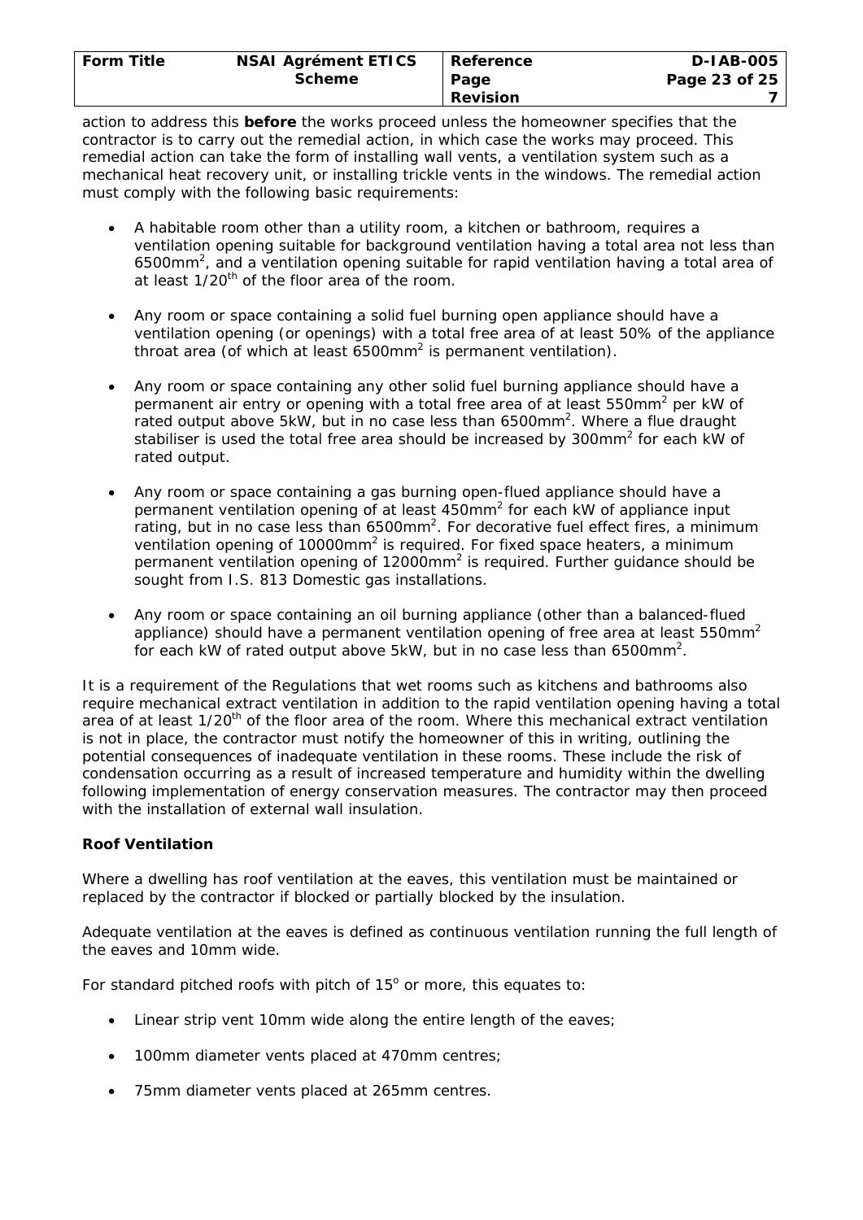action to address this **before** the works proceed unless the homeowner specifies that the contractor is to carry out the remedial action, in which case the works may proceed. This remedial action can take the form of installing wall vents, a ventilation system such as a mechanical heat recovery unit, or installing trickle vents in the windows. The remedial action must comply with the following basic requirements:

- A habitable room other than a utility room, a kitchen or bathroom, requires a ventilation opening suitable for background ventilation having a total area not less than 6500mm$^2$, and a ventilation opening suitable for rapid ventilation having a total area of at least 1/20$^{th}$ of the floor area of the room.
- Any room or space containing a solid fuel burning open appliance should have a ventilation opening (or openings) with a total free area of at least 50% of the appliance throat area (of which at least 6500mm$^2$ is permanent ventilation).
- Any room or space containing any other solid fuel burning appliance should have a permanent air entry or opening with a total free area of at least 550mm$^2$ per kW of rated output above 5kW, but in no case less than 6500mm$^2$. Where a flue draught stabiliser is used the total free area should be increased by 300mm$^2$ for each kW of rated output.
- Any room or space containing a gas burning open-flued appliance should have a permanent ventilation opening of at least 450mm$^2$ for each kW of appliance input rating, but in no case less than 6500mm$^2$. For decorative fuel effect fires, a minimum ventilation opening of 10000mm$^2$ is required. For fixed space heaters, a minimum permanent ventilation opening of 12000mm$^2$ is required. Further guidance should be sought from I.S. 813 Domestic gas installations.
- Any room or space containing an oil burning appliance (other than a balanced-flued appliance) should have a permanent ventilation opening of free area at least 550mm$^2$ for each kW of rated output above 5kW, but in no case less than 6500mm$^2$.

It is a requirement of the Regulations that wet rooms such as kitchens and bathrooms also require mechanical extract ventilation in addition to the rapid ventilation opening having a total area of at least 1/20$^{th}$ of the floor area of the room. Where this mechanical extract ventilation is not in place, the contractor must notify the homeowner of this in writing, outlining the potential consequences of inadequate ventilation in these rooms. These include the risk of condensation occurring as a result of increased temperature and humidity within the dwelling following implementation of energy conservation measures. The contractor may then proceed with the installation of external wall insulation.

**Roof Ventilation**

Where a dwelling has roof ventilation at the eaves, this ventilation must be maintained or replaced by the contractor if blocked or partially blocked by the insulation.

Adequate ventilation at the eaves is defined as continuous ventilation running the full length of the eaves and 10mm wide.

For standard pitched roofs with pitch of 15$^o$ or more, this equates to:

- Linear strip vent 10mm wide along the entire length of the eaves;
- 100mm diameter vents placed at 470mm centres;
- 75mm diameter vents placed at 265mm centres.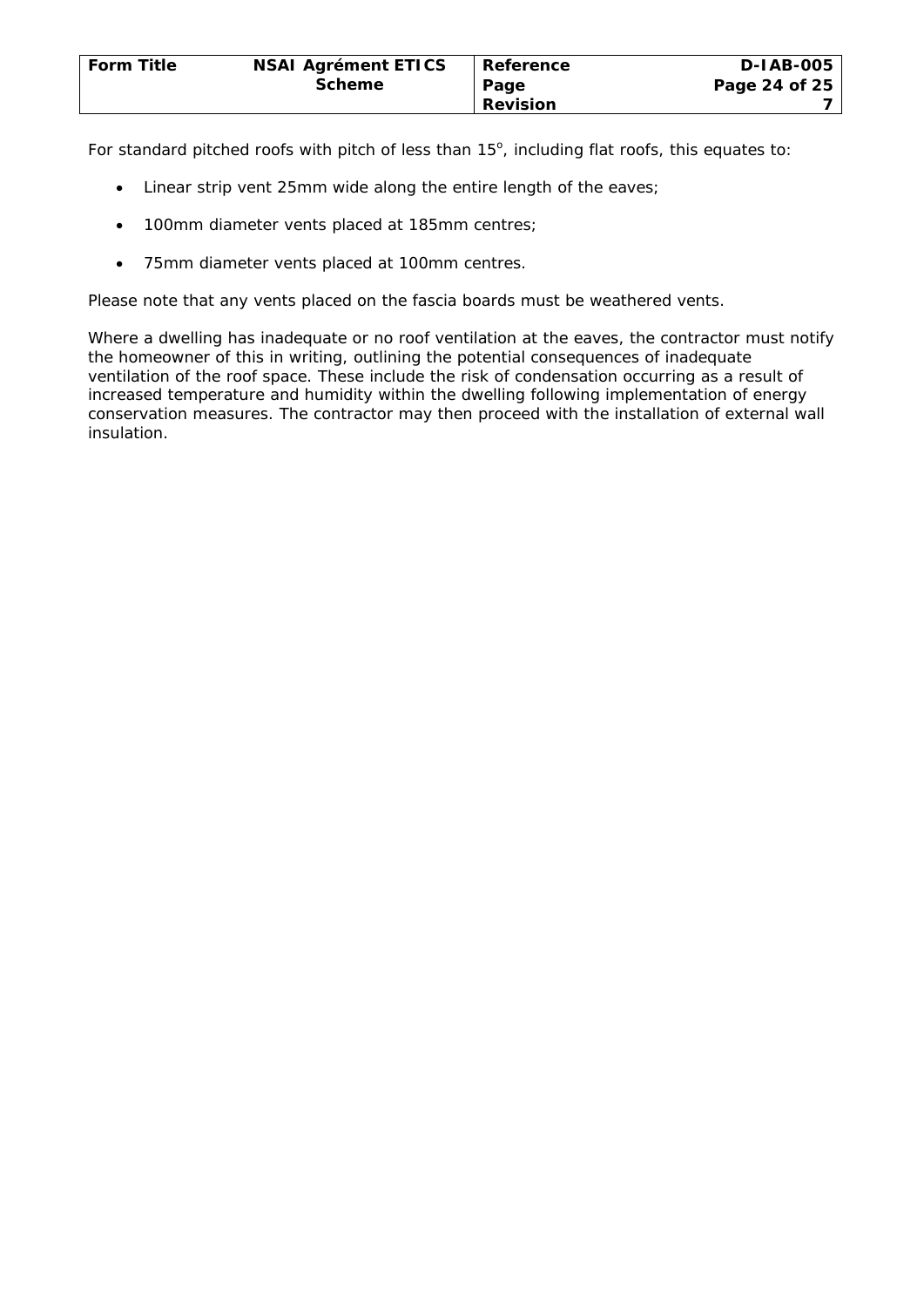For standard pitched roofs with pitch of less than 15°, including flat roofs, this equates to:

- Linear strip vent 25mm wide along the entire length of the eaves;
- 100mm diameter vents placed at 185mm centres;
- 75mm diameter vents placed at 100mm centres.

Please note that any vents placed on the fascia boards must be weathered vents.

Where a dwelling has inadequate or no roof ventilation at the eaves, the contractor must notify the homeowner of this in writing, outlining the potential consequences of inadequate ventilation of the roof space. These include the risk of condensation occurring as a result of increased temperature and humidity within the dwelling following implementation of energy conservation measures. The contractor may then proceed with the installation of external wall insulation.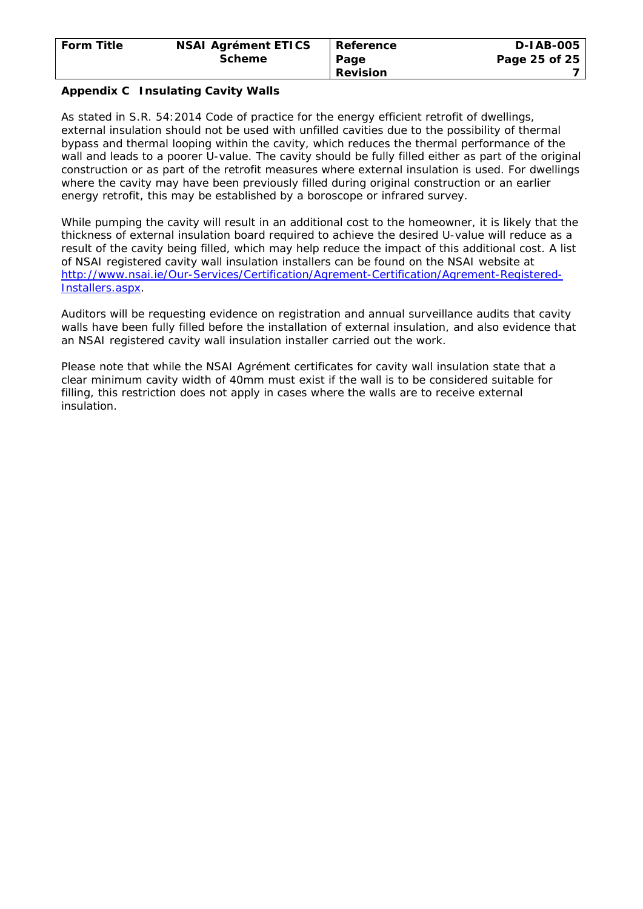## Appendix C Insulating Cavity Walls

As stated in S.R. 54:2014 Code of practice for the energy efficient retrofit of dwellings, external insulation should not be used with unfilled cavities due to the possibility of thermal bypass and thermal looping within the cavity, which reduces the thermal performance of the wall and leads to a poorer U-value. The cavity should be fully filled either as part of the original construction or as part of the retrofit measures where external insulation is used. For dwellings where the cavity may have been previously filled during original construction or an earlier energy retrofit, this may be established by a boroscope or infrared survey.

While pumping the cavity will result in an additional cost to the homeowner, it is likely that the thickness of external insulation board required to achieve the desired U-value will reduce as a result of the cavity being filled, which may help reduce the impact of this additional cost. A list of NSAI registered cavity wall insulation installers can be found on the NSAI website at [http://www.nsai.ie/Our-Services/Certification/Agrement-Certification/Agrement-Registered-Installers.aspx](http://www.nsai.ie/Our-Services/Certification/Agrement-Certification/Agrement-Registered-Installers.aspx).

Auditors will be requesting evidence on registration and annual surveillance audits that cavity walls have been fully filled before the installation of external insulation, and also evidence that an NSAI registered cavity wall insulation installer carried out the work.

Please note that while the NSAI Agrément certificates for cavity wall insulation state that a clear minimum cavity width of 40mm must exist if the wall is to be considered suitable for filling, this restriction does not apply in cases where the walls are to receive external insulation.